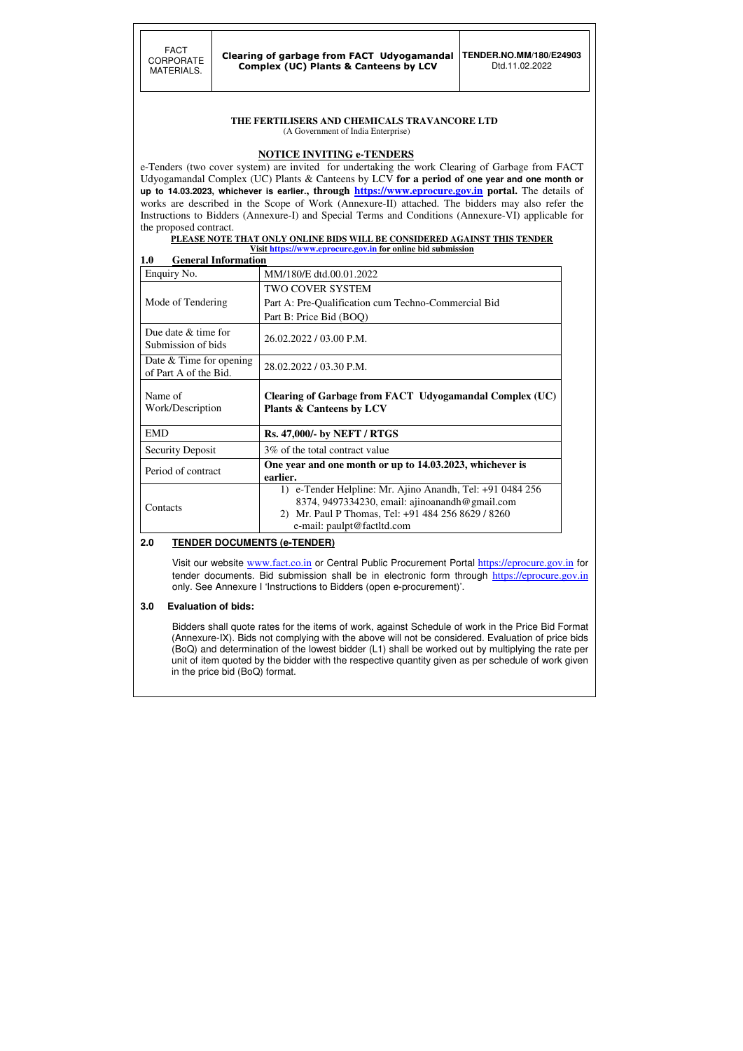| FACT CORPORATE MATERIALS. | **Clearing of garbage from FACT Udyogamandal Complex (UC) Plants & Canteens by LCV** | **TENDER.NO.MM/180/E24903** Dtd.11.02.2022 |
|---|---|---|

**THE FERTILISERS AND CHEMICALS TRAVANCORE LTD**
(A Government of India Enterprise)

**NOTICE INVITING e-TENDERS**

e-Tenders (two cover system) are invited for undertaking the work Clearing of Garbage from FACT Udyogamandal Complex (UC) Plants & Canteens by LCV **for a period of one year and one month or up to 14.03.2023, whichever is earlier., through https://www.eprocure.gov.in portal.** The details of works are described in the Scope of Work (Annexure-II) attached. The bidders may also refer the Instructions to Bidders (Annexure-I) and Special Terms and Conditions (Annexure-VI) applicable for the proposed contract.

**PLEASE NOTE THAT ONLY ONLINE BIDS WILL BE CONSIDERED AGAINST THIS TENDER**
**Visit https://www.eprocure.gov.in for online bid submission**

## 1.0 General Information

| Enquiry No. | MM/180/E dtd.00.01.2022 |
|---|---|
| Mode of Tendering | TWO COVER SYSTEM<br>Part A: Pre-Qualification cum Techno-Commercial Bid<br>Part B: Price Bid (BOQ) |
| Due date & time for Submission of bids | 26.02.2022 / 03.00 P.M. |
| Date & Time for opening of Part A of the Bid. | 28.02.2022 / 03.30 P.M. |
| Name of Work/Description | **Clearing of Garbage from FACT Udyogamandal Complex (UC) Plants & Canteens by LCV** |
| EMD | **Rs. 47,000/- by NEFT / RTGS** |
| Security Deposit | 3% of the total contract value |
| Period of contract | **One year and one month or up to 14.03.2023, whichever is earlier.** |
| Contacts | 1) e-Tender Helpline: Mr. Ajino Anandh, Tel: +91 0484 256 8374, 9497334230, email: ajinoanandh@gmail.com<br>2) Mr. Paul P Thomas, Tel: +91 484 256 8629 / 8260 e-mail: paulpt@factltd.com |

## 2.0 TENDER DOCUMENTS (e-TENDER)

Visit our website www.fact.co.in or Central Public Procurement Portal https://eprocure.gov.in for tender documents. Bid submission shall be in electronic form through https://eprocure.gov.in only. See Annexure I 'Instructions to Bidders (open e-procurement)'.

## 3.0 Evaluation of bids:

Bidders shall quote rates for the items of work, against Schedule of work in the Price Bid Format (Annexure-IX). Bids not complying with the above will not be considered. Evaluation of price bids (BoQ) and determination of the lowest bidder (L1) shall be worked out by multiplying the rate per unit of item quoted by the bidder with the respective quantity given as per schedule of work given in the price bid (BoQ) format.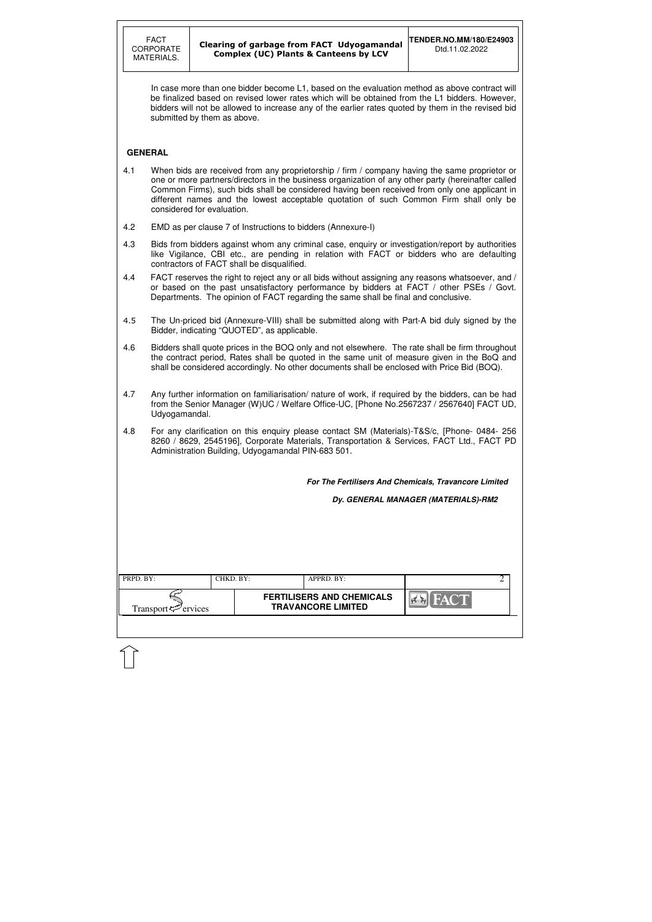In case more than one bidder become L1, based on the evaluation method as above contract will be finalized based on revised lower rates which will be obtained from the L1 bidders. However, bidders will not be allowed to increase any of the earlier rates quoted by them in the revised bid submitted by them as above.

## GENERAL

4.1 When bids are received from any proprietorship / firm / company having the same proprietor or one or more partners/directors in the business organization of any other party (hereinafter called Common Firms), such bids shall be considered having been received from only one applicant in different names and the lowest acceptable quotation of such Common Firm shall only be considered for evaluation.

4.2 EMD as per clause 7 of Instructions to bidders (Annexure-I)

4.3 Bids from bidders against whom any criminal case, enquiry or investigation/report by authorities like Vigilance, CBI etc., are pending in relation with FACT or bidders who are defaulting contractors of FACT shall be disqualified.

4.4 FACT reserves the right to reject any or all bids without assigning any reasons whatsoever, and / or based on the past unsatisfactory performance by bidders at FACT / other PSEs / Govt. Departments. The opinion of FACT regarding the same shall be final and conclusive.

4.5 The Un-priced bid (Annexure-VIII) shall be submitted along with Part-A bid duly signed by the Bidder, indicating "QUOTED", as applicable.

4.6 Bidders shall quote prices in the BOQ only and not elsewhere. The rate shall be firm throughout the contract period, Rates shall be quoted in the same unit of measure given in the BoQ and shall be considered accordingly. No other documents shall be enclosed with Price Bid (BOQ).

4.7 Any further information on familiarisation/ nature of work, if required by the bidders, can be had from the Senior Manager (W)UC / Welfare Office-UC, [Phone No.2567237 / 2567640] FACT UD, Udyogamandal.

4.8 For any clarification on this enquiry please contact SM (Materials)-T&S/c, [Phone- 0484- 256 8260 / 8629, 2545196], Corporate Materials, Transportation & Services, FACT Ltd., FACT PD Administration Building, Udyogamandal PIN-683 501.

***For The Fertilisers And Chemicals, Travancore Limited***

***Dy. GENERAL MANAGER (MATERIALS)-RM2***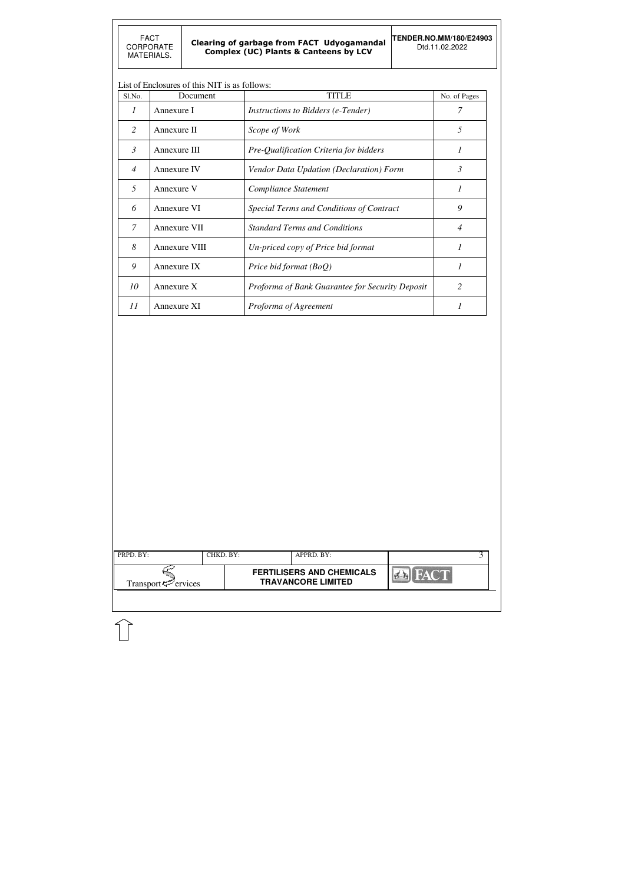List of Enclosures of this NIT is as follows:

| Sl.No. | Document | TITLE | No. of Pages |
|---|---|---|---|
| *1* | Annexure I | *Instructions to Bidders (e-Tender)* | *7* |
| *2* | Annexure II | *Scope of Work* | *5* |
| *3* | Annexure III | *Pre-Qualification Criteria for bidders* | *1* |
| *4* | Annexure IV | *Vendor Data Updation (Declaration) Form* | *3* |
| *5* | Annexure V | *Compliance Statement* | *1* |
| *6* | Annexure VI | *Special Terms and Conditions of Contract* | *9* |
| *7* | Annexure VII | *Standard Terms and Conditions* | *4* |
| *8* | Annexure VIII | *Un-priced copy of Price bid format* | *1* |
| *9* | Annexure IX | *Price bid format (BoQ)* | *1* |
| *10* | Annexure X | *Proforma of Bank Guarantee for Security Deposit* | *2* |
| *11* | Annexure XI | *Proforma of Agreement* | *1* |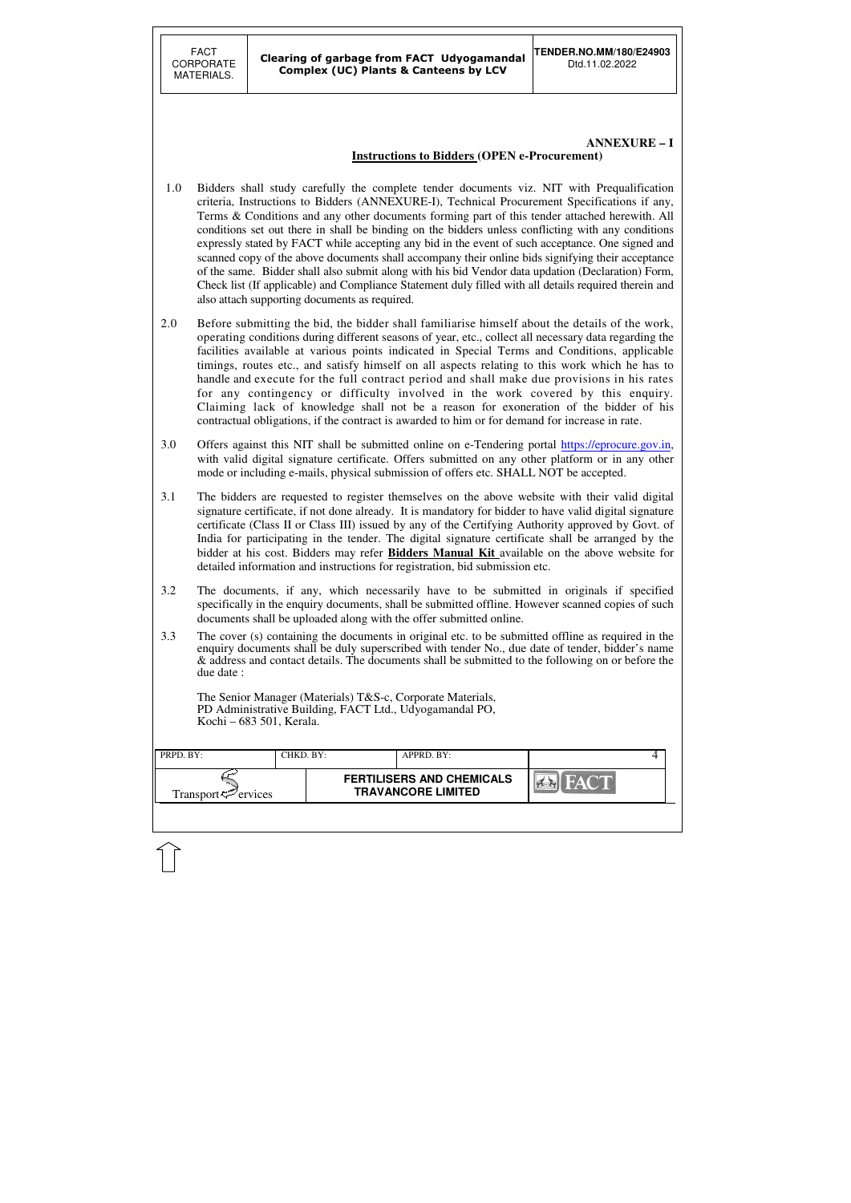**ANNEXURE – I**

**Instructions to Bidders (OPEN e-Procurement)**

1.0 Bidders shall study carefully the complete tender documents viz. NIT with Prequalification criteria, Instructions to Bidders (ANNEXURE-I), Technical Procurement Specifications if any, Terms & Conditions and any other documents forming part of this tender attached herewith. All conditions set out there in shall be binding on the bidders unless conflicting with any conditions expressly stated by FACT while accepting any bid in the event of such acceptance. One signed and scanned copy of the above documents shall accompany their online bids signifying their acceptance of the same. Bidder shall also submit along with his bid Vendor data updation (Declaration) Form, Check list (If applicable) and Compliance Statement duly filled with all details required therein and also attach supporting documents as required.

2.0 Before submitting the bid, the bidder shall familiarise himself about the details of the work, operating conditions during different seasons of year, etc., collect all necessary data regarding the facilities available at various points indicated in Special Terms and Conditions, applicable timings, routes etc., and satisfy himself on all aspects relating to this work which he has to handle and execute for the full contract period and shall make due provisions in his rates for any contingency or difficulty involved in the work covered by this enquiry. Claiming lack of knowledge shall not be a reason for exoneration of the bidder of his contractual obligations, if the contract is awarded to him or for demand for increase in rate.

3.0 Offers against this NIT shall be submitted online on e-Tendering portal https://eprocure.gov.in, with valid digital signature certificate. Offers submitted on any other platform or in any other mode or including e-mails, physical submission of offers etc. SHALL NOT be accepted.

3.1 The bidders are requested to register themselves on the above website with their valid digital signature certificate, if not done already. It is mandatory for bidder to have valid digital signature certificate (Class II or Class III) issued by any of the Certifying Authority approved by Govt. of India for participating in the tender. The digital signature certificate shall be arranged by the bidder at his cost. Bidders may refer **Bidders Manual Kit** available on the above website for detailed information and instructions for registration, bid submission etc.

3.2 The documents, if any, which necessarily have to be submitted in originals if specified specifically in the enquiry documents, shall be submitted offline. However scanned copies of such documents shall be uploaded along with the offer submitted online.

3.3 The cover (s) containing the documents in original etc. to be submitted offline as required in the enquiry documents shall be duly superscribed with tender No., due date of tender, bidder's name & address and contact details. The documents shall be submitted to the following on or before the due date :

The Senior Manager (Materials) T&S-c, Corporate Materials,
PD Administrative Building, FACT Ltd., Udyogamandal PO,
Kochi – 683 501, Kerala.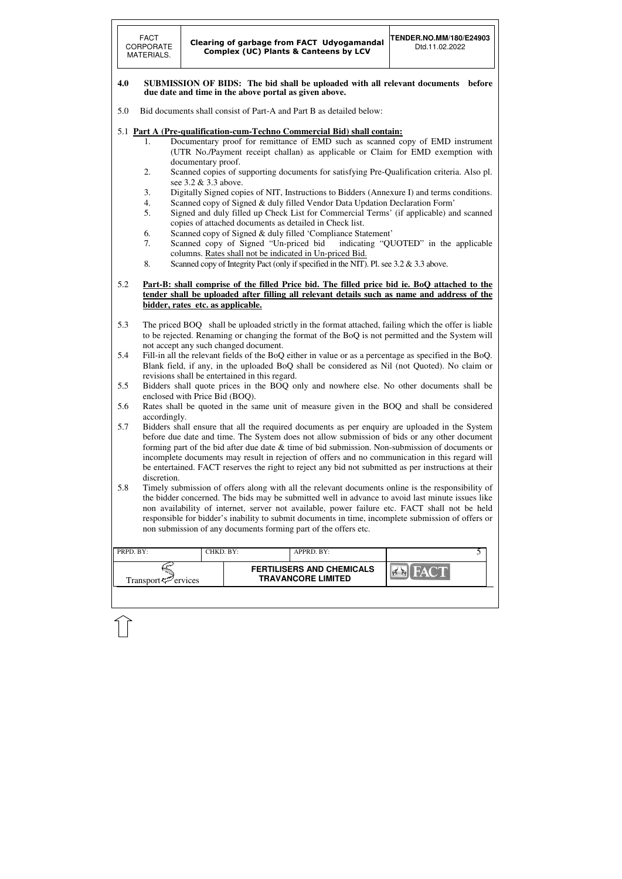**4.0 SUBMISSION OF BIDS: The bid shall be uploaded with all relevant documents before due date and time in the above portal as given above.**

5.0 Bid documents shall consist of Part-A and Part B as detailed below:

5.1 **Part A (Pre-qualification-cum-Techno Commercial Bid) shall contain:**

1. Documentary proof for remittance of EMD such as scanned copy of EMD instrument (UTR No./Payment receipt challan) as applicable or Claim for EMD exemption with documentary proof.
2. Scanned copies of supporting documents for satisfying Pre-Qualification criteria. Also pl. see 3.2 & 3.3 above.
3. Digitally Signed copies of NIT, Instructions to Bidders (Annexure I) and terms conditions.
4. Scanned copy of Signed & duly filled Vendor Data Updation Declaration Form'
5. Signed and duly filled up Check List for Commercial Terms' (if applicable) and scanned copies of attached documents as detailed in Check list.
6. Scanned copy of Signed & duly filled 'Compliance Statement'
7. Scanned copy of Signed "Un-priced bid indicating "QUOTED" in the applicable columns. Rates shall not be indicated in Un-priced Bid.
8. Scanned copy of Integrity Pact (only if specified in the NIT). Pl. see 3.2 & 3.3 above.

5.2 **Part-B: shall comprise of the filled Price bid. The filled price bid ie. BoQ attached to the tender shall be uploaded after filling all relevant details such as name and address of the bidder, rates etc. as applicable.**

5.3 The priced BOQ shall be uploaded strictly in the format attached, failing which the offer is liable to be rejected. Renaming or changing the format of the BoQ is not permitted and the System will not accept any such changed document.

5.4 Fill-in all the relevant fields of the BoQ either in value or as a percentage as specified in the BoQ. Blank field, if any, in the uploaded BoQ shall be considered as Nil (not Quoted). No claim or revisions shall be entertained in this regard.

5.5 Bidders shall quote prices in the BOQ only and nowhere else. No other documents shall be enclosed with Price Bid (BOQ).

5.6 Rates shall be quoted in the same unit of measure given in the BOQ and shall be considered accordingly.

5.7 Bidders shall ensure that all the required documents as per enquiry are uploaded in the System before due date and time. The System does not allow submission of bids or any other document forming part of the bid after due date & time of bid submission. Non-submission of documents or incomplete documents may result in rejection of offers and no communication in this regard will be entertained. FACT reserves the right to reject any bid not submitted as per instructions at their discretion.

5.8 Timely submission of offers along with all the relevant documents online is the responsibility of the bidder concerned. The bids may be submitted well in advance to avoid last minute issues like non availability of internet, server not available, power failure etc. FACT shall not be held responsible for bidder's inability to submit documents in time, incomplete submission of offers or non submission of any documents forming part of the offers etc.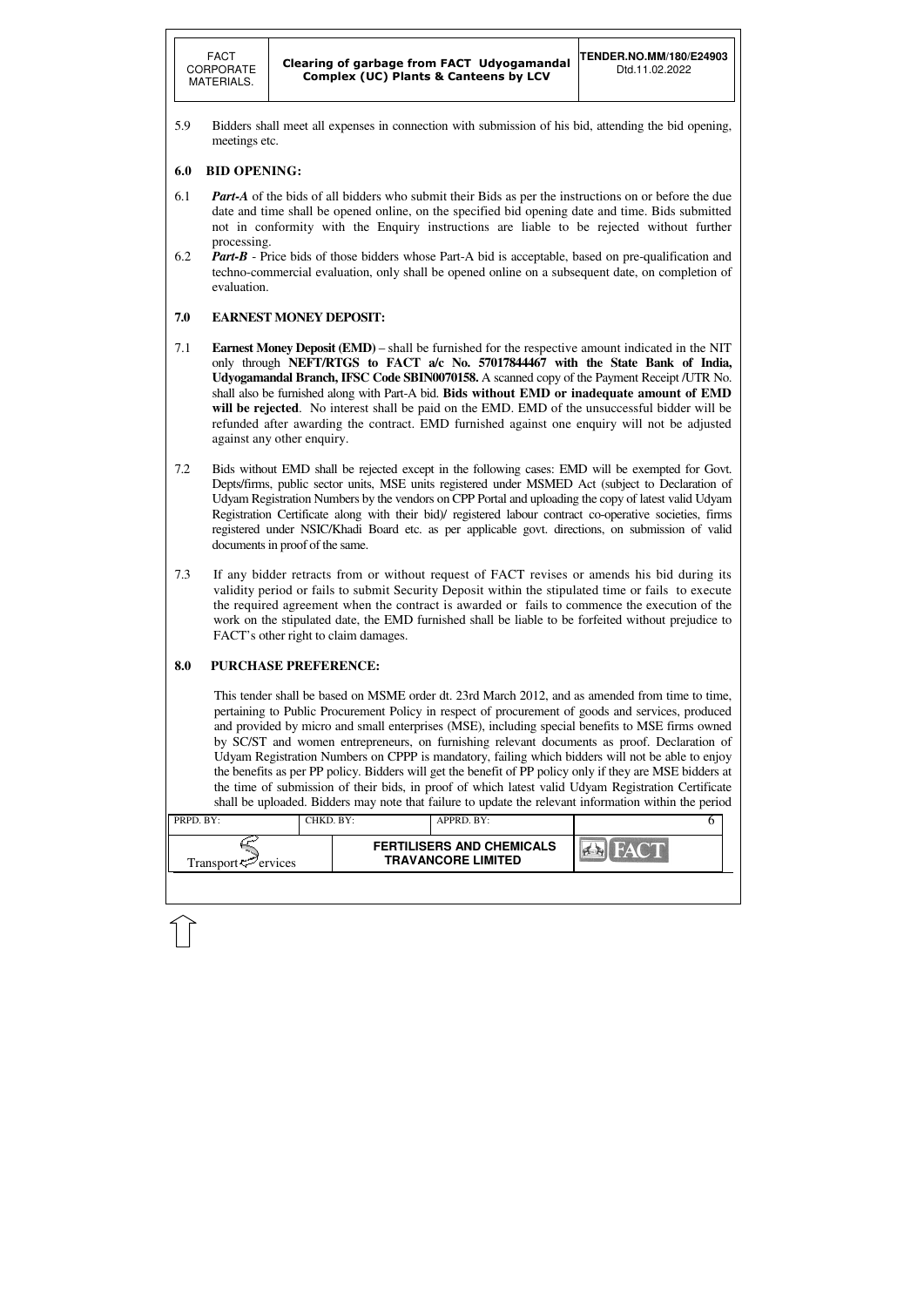5.9 Bidders shall meet all expenses in connection with submission of his bid, attending the bid opening, meetings etc.

## 6.0 BID OPENING:

6.1 ***Part-A*** of the bids of all bidders who submit their Bids as per the instructions on or before the due date and time shall be opened online, on the specified bid opening date and time. Bids submitted not in conformity with the Enquiry instructions are liable to be rejected without further processing.

6.2 ***Part-B*** - Price bids of those bidders whose Part-A bid is acceptable, based on pre-qualification and techno-commercial evaluation, only shall be opened online on a subsequent date, on completion of evaluation.

## 7.0 EARNEST MONEY DEPOSIT:

7.1 **Earnest Money Deposit (EMD)** – shall be furnished for the respective amount indicated in the NIT only through **NEFT/RTGS to FACT a/c No. 57017844467 with the State Bank of India, Udyogamandal Branch, IFSC Code SBIN0070158.** A scanned copy of the Payment Receipt /UTR No. shall also be furnished along with Part-A bid. **Bids without EMD or inadequate amount of EMD will be rejected**. No interest shall be paid on the EMD. EMD of the unsuccessful bidder will be refunded after awarding the contract. EMD furnished against one enquiry will not be adjusted against any other enquiry.

7.2 Bids without EMD shall be rejected except in the following cases: EMD will be exempted for Govt. Depts/firms, public sector units, MSE units registered under MSMED Act (subject to Declaration of Udyam Registration Numbers by the vendors on CPP Portal and uploading the copy of latest valid Udyam Registration Certificate along with their bid)/ registered labour contract co-operative societies, firms registered under NSIC/Khadi Board etc. as per applicable govt. directions, on submission of valid documents in proof of the same.

7.3 If any bidder retracts from or without request of FACT revises or amends his bid during its validity period or fails to submit Security Deposit within the stipulated time or fails to execute the required agreement when the contract is awarded or fails to commence the execution of the work on the stipulated date, the EMD furnished shall be liable to be forfeited without prejudice to FACT's other right to claim damages.

## 8.0 PURCHASE PREFERENCE:

This tender shall be based on MSME order dt. 23rd March 2012, and as amended from time to time, pertaining to Public Procurement Policy in respect of procurement of goods and services, produced and provided by micro and small enterprises (MSE), including special benefits to MSE firms owned by SC/ST and women entrepreneurs, on furnishing relevant documents as proof. Declaration of Udyam Registration Numbers on CPPP is mandatory, failing which bidders will not be able to enjoy the benefits as per PP policy. Bidders will get the benefit of PP policy only if they are MSE bidders at the time of submission of their bids, in proof of which latest valid Udyam Registration Certificate shall be uploaded. Bidders may note that failure to update the relevant information within the period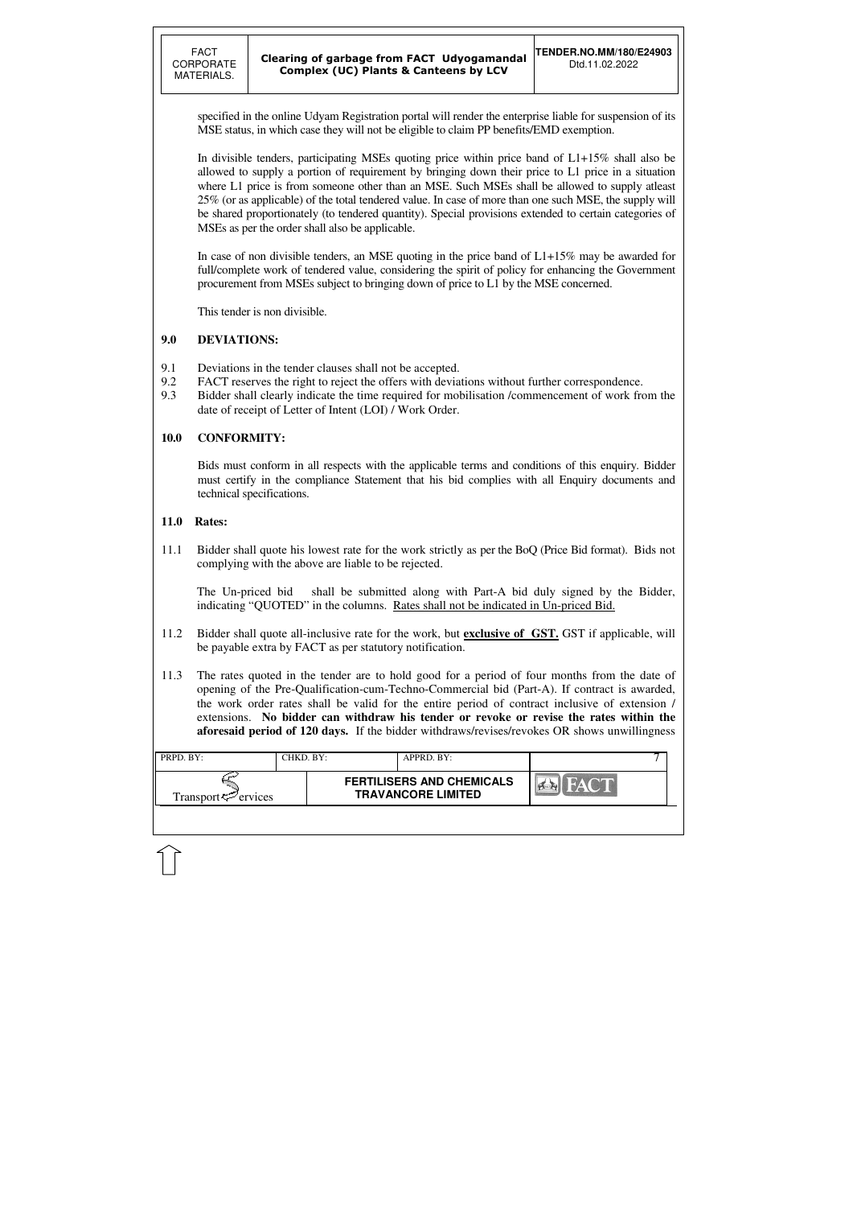specified in the online Udyam Registration portal will render the enterprise liable for suspension of its MSE status, in which case they will not be eligible to claim PP benefits/EMD exemption.

In divisible tenders, participating MSEs quoting price within price band of L1+15% shall also be allowed to supply a portion of requirement by bringing down their price to L1 price in a situation where L1 price is from someone other than an MSE. Such MSEs shall be allowed to supply atleast 25% (or as applicable) of the total tendered value. In case of more than one such MSE, the supply will be shared proportionately (to tendered quantity). Special provisions extended to certain categories of MSEs as per the order shall also be applicable.

In case of non divisible tenders, an MSE quoting in the price band of L1+15% may be awarded for full/complete work of tendered value, considering the spirit of policy for enhancing the Government procurement from MSEs subject to bringing down of price to L1 by the MSE concerned.

This tender is non divisible.

## 9.0 DEVIATIONS:

9.1 Deviations in the tender clauses shall not be accepted.

9.2 FACT reserves the right to reject the offers with deviations without further correspondence.

9.3 Bidder shall clearly indicate the time required for mobilisation /commencement of work from the date of receipt of Letter of Intent (LOI) / Work Order.

## 10.0 CONFORMITY:

Bids must conform in all respects with the applicable terms and conditions of this enquiry. Bidder must certify in the compliance Statement that his bid complies with all Enquiry documents and technical specifications.

## 11.0 Rates:

11.1 Bidder shall quote his lowest rate for the work strictly as per the BoQ (Price Bid format). Bids not complying with the above are liable to be rejected.

The Un-priced bid shall be submitted along with Part-A bid duly signed by the Bidder, indicating "QUOTED" in the columns. Rates shall not be indicated in Un-priced Bid.

11.2 Bidder shall quote all-inclusive rate for the work, but **exclusive of GST.** GST if applicable, will be payable extra by FACT as per statutory notification.

11.3 The rates quoted in the tender are to hold good for a period of four months from the date of opening of the Pre-Qualification-cum-Techno-Commercial bid (Part-A). If contract is awarded, the work order rates shall be valid for the entire period of contract inclusive of extension / extensions. **No bidder can withdraw his tender or revoke or revise the rates within the aforesaid period of 120 days.** If the bidder withdraws/revises/revokes OR shows unwillingness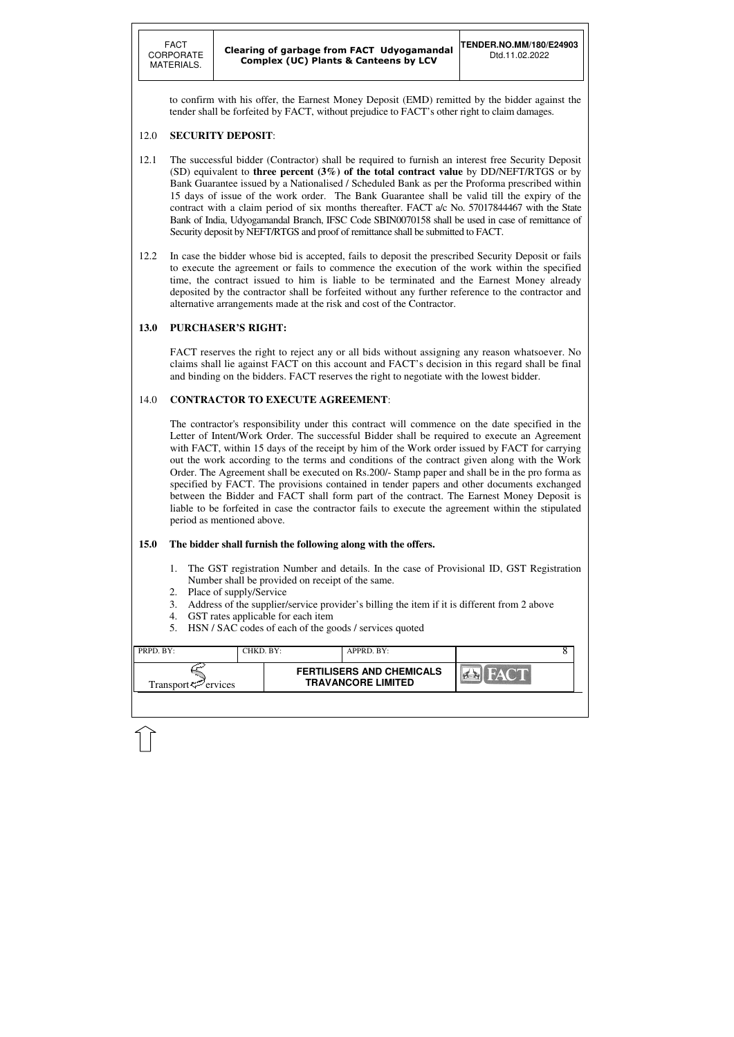to confirm with his offer, the Earnest Money Deposit (EMD) remitted by the bidder against the tender shall be forfeited by FACT, without prejudice to FACT's other right to claim damages.

## 12.0 SECURITY DEPOSIT:

12.1 The successful bidder (Contractor) shall be required to furnish an interest free Security Deposit (SD) equivalent to **three percent (3%) of the total contract value** by DD/NEFT/RTGS or by Bank Guarantee issued by a Nationalised / Scheduled Bank as per the Proforma prescribed within 15 days of issue of the work order. The Bank Guarantee shall be valid till the expiry of the contract with a claim period of six months thereafter. FACT a/c No. 57017844467 with the State Bank of India, Udyogamandal Branch, IFSC Code SBIN0070158 shall be used in case of remittance of Security deposit by NEFT/RTGS and proof of remittance shall be submitted to FACT.

12.2 In case the bidder whose bid is accepted, fails to deposit the prescribed Security Deposit or fails to execute the agreement or fails to commence the execution of the work within the specified time, the contract issued to him is liable to be terminated and the Earnest Money already deposited by the contractor shall be forfeited without any further reference to the contractor and alternative arrangements made at the risk and cost of the Contractor.

## 13.0 PURCHASER'S RIGHT:

FACT reserves the right to reject any or all bids without assigning any reason whatsoever. No claims shall lie against FACT on this account and FACT's decision in this regard shall be final and binding on the bidders. FACT reserves the right to negotiate with the lowest bidder.

## 14.0 CONTRACTOR TO EXECUTE AGREEMENT:

The contractor's responsibility under this contract will commence on the date specified in the Letter of Intent/Work Order. The successful Bidder shall be required to execute an Agreement with FACT, within 15 days of the receipt by him of the Work order issued by FACT for carrying out the work according to the terms and conditions of the contract given along with the Work Order. The Agreement shall be executed on Rs.200/- Stamp paper and shall be in the pro forma as specified by FACT. The provisions contained in tender papers and other documents exchanged between the Bidder and FACT shall form part of the contract. The Earnest Money Deposit is liable to be forfeited in case the contractor fails to execute the agreement within the stipulated period as mentioned above.

## 15.0 The bidder shall furnish the following along with the offers.

1. The GST registration Number and details. In the case of Provisional ID, GST Registration Number shall be provided on receipt of the same.
2. Place of supply/Service
3. Address of the supplier/service provider's billing the item if it is different from 2 above
4. GST rates applicable for each item
5. HSN / SAC codes of each of the goods / services quoted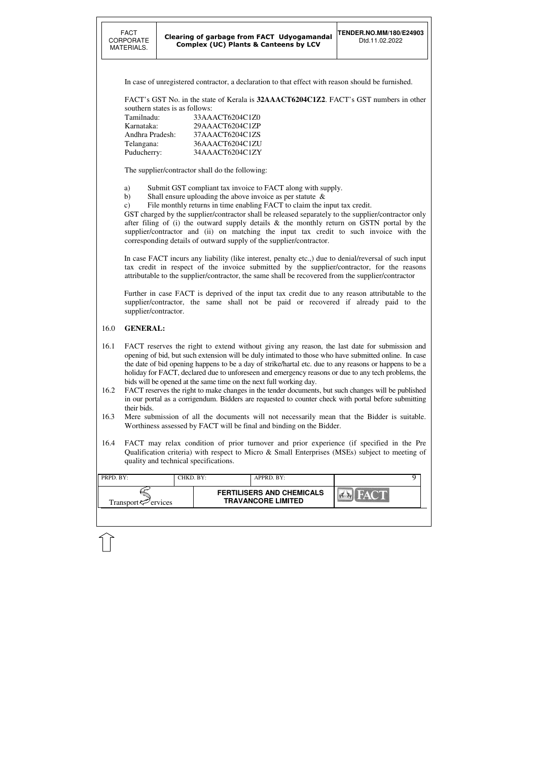In case of unregistered contractor, a declaration to that effect with reason should be furnished.

FACT's GST No. in the state of Kerala is **32AAACT6204C1Z2**. FACT's GST numbers in other southern states is as follows:

| | |
|---|---|
| Tamilnadu: | 33AAACT6204C1Z0 |
| Karnataka: | 29AAACT6204C1ZP |
| Andhra Pradesh: | 37AAACT6204C1ZS |
| Telangana: | 36AAACT6204C1ZU |
| Puducherry: | 34AAACT6204C1ZY |

The supplier/contractor shall do the following:

a) Submit GST compliant tax invoice to FACT along with supply.
b) Shall ensure uploading the above invoice as per statute &
c) File monthly returns in time enabling FACT to claim the input tax credit.

GST charged by the supplier/contractor shall be released separately to the supplier/contractor only after filing of (i) the outward supply details & the monthly return on GSTN portal by the supplier/contractor and (ii) on matching the input tax credit to such invoice with the corresponding details of outward supply of the supplier/contractor.

In case FACT incurs any liability (like interest, penalty etc.,) due to denial/reversal of such input tax credit in respect of the invoice submitted by the supplier/contractor, for the reasons attributable to the supplier/contractor, the same shall be recovered from the supplier/contractor

Further in case FACT is deprived of the input tax credit due to any reason attributable to the supplier/contractor, the same shall not be paid or recovered if already paid to the supplier/contractor.

## 16.0 GENERAL:

16.1 FACT reserves the right to extend without giving any reason, the last date for submission and opening of bid, but such extension will be duly intimated to those who have submitted online. In case the date of bid opening happens to be a day of strike/hartal etc. due to any reasons or happens to be a holiday for FACT, declared due to unforeseen and emergency reasons or due to any tech problems, the bids will be opened at the same time on the next full working day.

16.2 FACT reserves the right to make changes in the tender documents, but such changes will be published in our portal as a corrigendum. Bidders are requested to counter check with portal before submitting their bids.

16.3 Mere submission of all the documents will not necessarily mean that the Bidder is suitable. Worthiness assessed by FACT will be final and binding on the Bidder.

16.4 FACT may relax condition of prior turnover and prior experience (if specified in the Pre Qualification criteria) with respect to Micro & Small Enterprises (MSEs) subject to meeting of quality and technical specifications.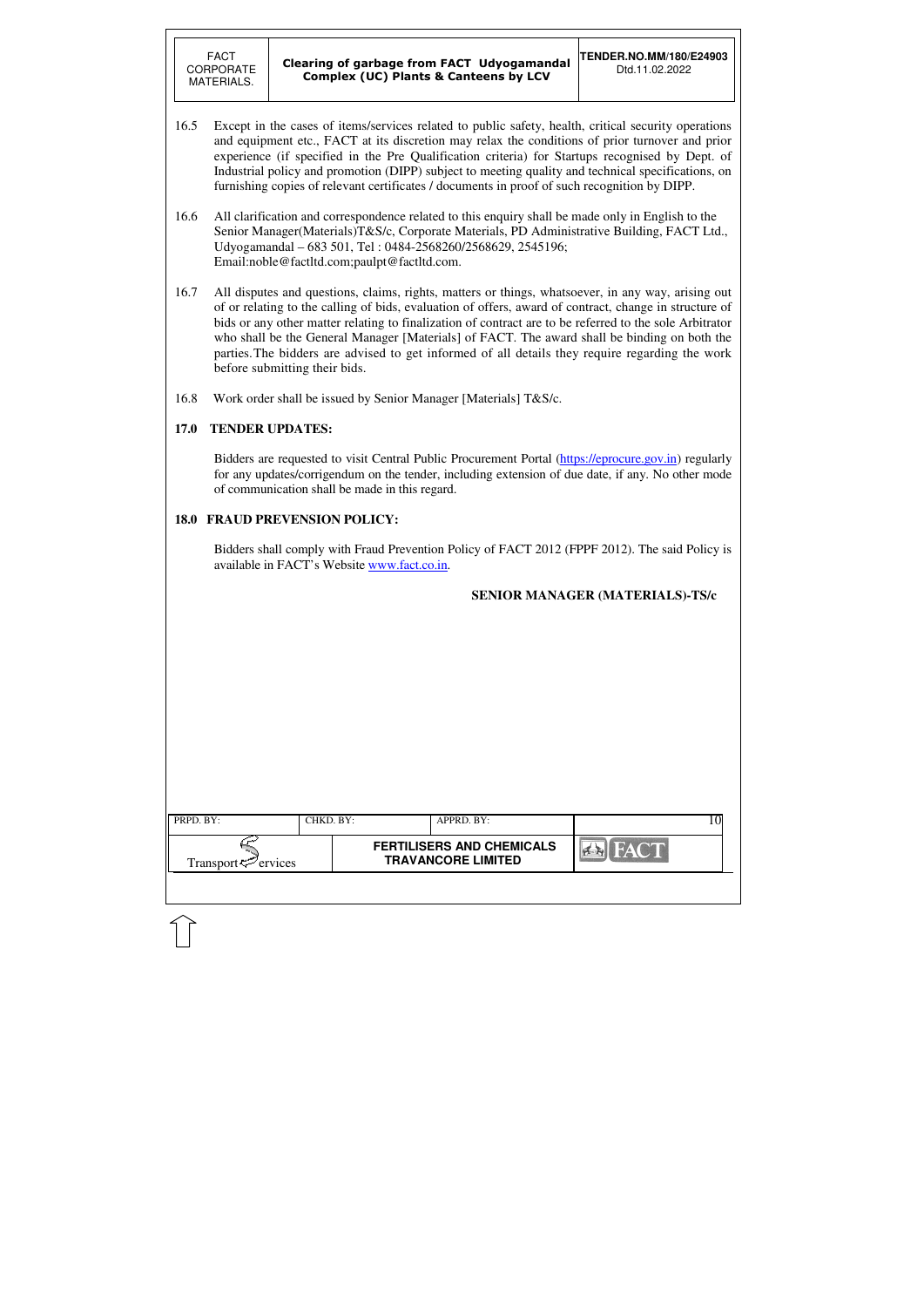16.5 Except in the cases of items/services related to public safety, health, critical security operations and equipment etc., FACT at its discretion may relax the conditions of prior turnover and prior experience (if specified in the Pre Qualification criteria) for Startups recognised by Dept. of Industrial policy and promotion (DIPP) subject to meeting quality and technical specifications, on furnishing copies of relevant certificates / documents in proof of such recognition by DIPP.

16.6 All clarification and correspondence related to this enquiry shall be made only in English to the Senior Manager(Materials)T&S/c, Corporate Materials, PD Administrative Building, FACT Ltd., Udyogamandal – 683 501, Tel : 0484-2568260/2568629, 2545196; Email:noble@factltd.com;paulpt@factltd.com.

16.7 All disputes and questions, claims, rights, matters or things, whatsoever, in any way, arising out of or relating to the calling of bids, evaluation of offers, award of contract, change in structure of bids or any other matter relating to finalization of contract are to be referred to the sole Arbitrator who shall be the General Manager [Materials] of FACT. The award shall be binding on both the parties. The bidders are advised to get informed of all details they require regarding the work before submitting their bids.

16.8 Work order shall be issued by Senior Manager [Materials] T&S/c.

## 17.0 TENDER UPDATES:

Bidders are requested to visit Central Public Procurement Portal (https://eprocure.gov.in) regularly for any updates/corrigendum on the tender, including extension of due date, if any. No other mode of communication shall be made in this regard.

## 18.0 FRAUD PREVENSION POLICY:

Bidders shall comply with Fraud Prevention Policy of FACT 2012 (FPPF 2012). The said Policy is available in FACT's Website www.fact.co.in.

**SENIOR MANAGER (MATERIALS)-TS/c**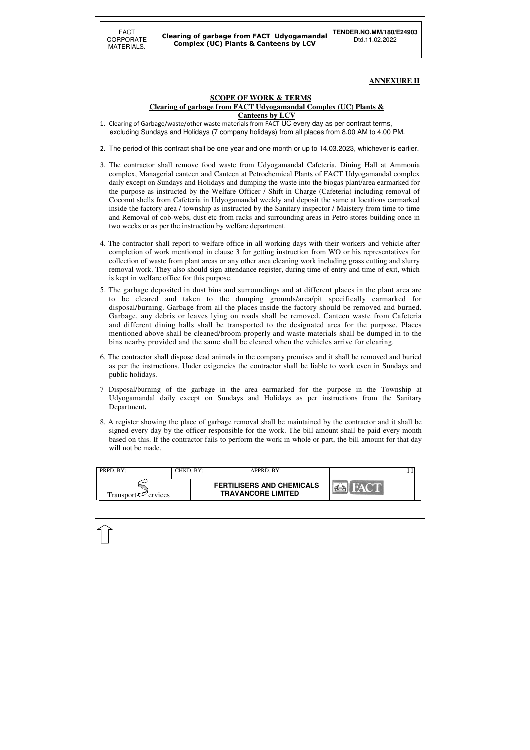**ANNEXURE II**

**SCOPE OF WORK & TERMS**

**Clearing of garbage from FACT Udyogamandal Complex (UC) Plants & Canteens by LCV**

1. Clearing of Garbage/waste/other waste materials from FACT UC every day as per contract terms, excluding Sundays and Holidays (7 company holidays) from all places from 8.00 AM to 4.00 PM.

2. The period of this contract shall be one year and one month or up to 14.03.2023, whichever is earlier.

3. The contractor shall remove food waste from Udyogamandal Cafeteria, Dining Hall at Ammonia complex, Managerial canteen and Canteen at Petrochemical Plants of FACT Udyogamandal complex daily except on Sundays and Holidays and dumping the waste into the biogas plant/area earmarked for the purpose as instructed by the Welfare Officer / Shift in Charge (Cafeteria) including removal of Coconut shells from Cafeteria in Udyogamandal weekly and deposit the same at locations earmarked inside the factory area / township as instructed by the Sanitary inspector / Maistery from time to time and Removal of cob-webs, dust etc from racks and surrounding areas in Petro stores building once in two weeks or as per the instruction by welfare department.

4. The contractor shall report to welfare office in all working days with their workers and vehicle after completion of work mentioned in clause 3 for getting instruction from WO or his representatives for collection of waste from plant areas or any other area cleaning work including grass cutting and slurry removal work. They also should sign attendance register, during time of entry and time of exit, which is kept in welfare office for this purpose.

5. The garbage deposited in dust bins and surroundings and at different places in the plant area are to be cleared and taken to the dumping grounds/area/pit specifically earmarked for disposal/burning. Garbage from all the places inside the factory should be removed and burned. Garbage, any debris or leaves lying on roads shall be removed. Canteen waste from Cafeteria and different dining halls shall be transported to the designated area for the purpose. Places mentioned above shall be cleaned/broom properly and waste materials shall be dumped in to the bins nearby provided and the same shall be cleared when the vehicles arrive for clearing.

6. The contractor shall dispose dead animals in the company premises and it shall be removed and buried as per the instructions. Under exigencies the contractor shall be liable to work even in Sundays and public holidays.

7. Disposal/burning of the garbage in the area earmarked for the purpose in the Township at Udyogamandal daily except on Sundays and Holidays as per instructions from the Sanitary Department**.**

8. A register showing the place of garbage removal shall be maintained by the contractor and it shall be signed every day by the officer responsible for the work. The bill amount shall be paid every month based on this. If the contractor fails to perform the work in whole or part, the bill amount for that day will not be made.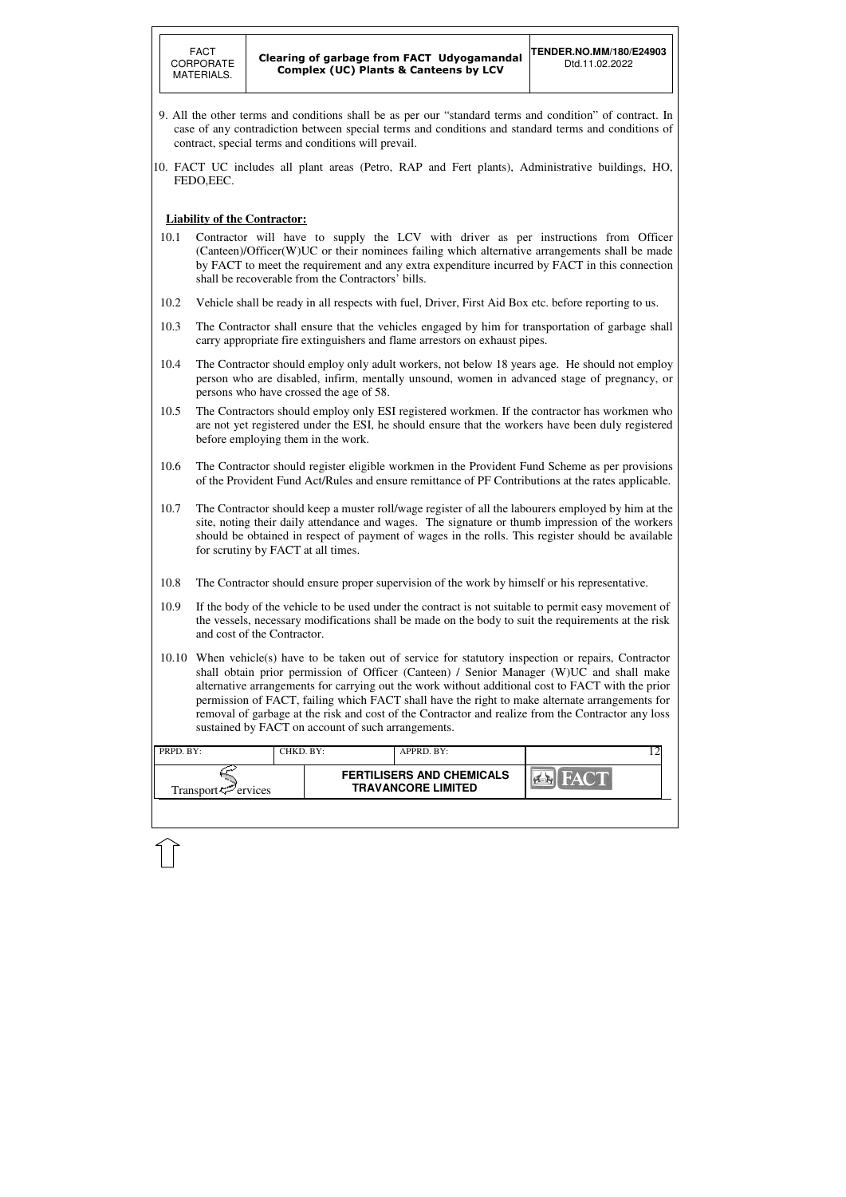9. All the other terms and conditions shall be as per our "standard terms and condition" of contract. In case of any contradiction between special terms and conditions and standard terms and conditions of contract, special terms and conditions will prevail.

10. FACT UC includes all plant areas (Petro, RAP and Fert plants), Administrative buildings, HO, FEDO,EEC.

**Liability of the Contractor:**

10.1 Contractor will have to supply the LCV with driver as per instructions from Officer (Canteen)/Officer(W)UC or their nominees failing which alternative arrangements shall be made by FACT to meet the requirement and any extra expenditure incurred by FACT in this connection shall be recoverable from the Contractors' bills.

10.2 Vehicle shall be ready in all respects with fuel, Driver, First Aid Box etc. before reporting to us.

10.3 The Contractor shall ensure that the vehicles engaged by him for transportation of garbage shall carry appropriate fire extinguishers and flame arrestors on exhaust pipes.

10.4 The Contractor should employ only adult workers, not below 18 years age. He should not employ person who are disabled, infirm, mentally unsound, women in advanced stage of pregnancy, or persons who have crossed the age of 58.

10.5 The Contractors should employ only ESI registered workmen. If the contractor has workmen who are not yet registered under the ESI, he should ensure that the workers have been duly registered before employing them in the work.

10.6 The Contractor should register eligible workmen in the Provident Fund Scheme as per provisions of the Provident Fund Act/Rules and ensure remittance of PF Contributions at the rates applicable.

10.7 The Contractor should keep a muster roll/wage register of all the labourers employed by him at the site, noting their daily attendance and wages. The signature or thumb impression of the workers should be obtained in respect of payment of wages in the rolls. This register should be available for scrutiny by FACT at all times.

10.8 The Contractor should ensure proper supervision of the work by himself or his representative.

10.9 If the body of the vehicle to be used under the contract is not suitable to permit easy movement of the vessels, necessary modifications shall be made on the body to suit the requirements at the risk and cost of the Contractor.

10.10 When vehicle(s) have to be taken out of service for statutory inspection or repairs, Contractor shall obtain prior permission of Officer (Canteen) / Senior Manager (W)UC and shall make alternative arrangements for carrying out the work without additional cost to FACT with the prior permission of FACT, failing which FACT shall have the right to make alternate arrangements for removal of garbage at the risk and cost of the Contractor and realize from the Contractor any loss sustained by FACT on account of such arrangements.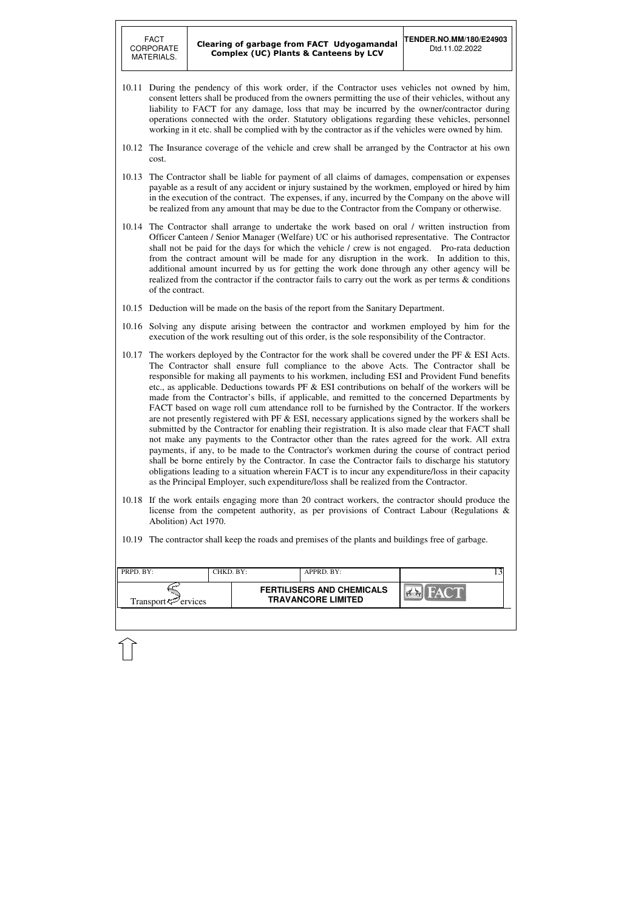10.11 During the pendency of this work order, if the Contractor uses vehicles not owned by him, consent letters shall be produced from the owners permitting the use of their vehicles, without any liability to FACT for any damage, loss that may be incurred by the owner/contractor during operations connected with the order. Statutory obligations regarding these vehicles, personnel working in it etc. shall be complied with by the contractor as if the vehicles were owned by him.

10.12 The Insurance coverage of the vehicle and crew shall be arranged by the Contractor at his own cost.

10.13 The Contractor shall be liable for payment of all claims of damages, compensation or expenses payable as a result of any accident or injury sustained by the workmen, employed or hired by him in the execution of the contract. The expenses, if any, incurred by the Company on the above will be realized from any amount that may be due to the Contractor from the Company or otherwise.

10.14 The Contractor shall arrange to undertake the work based on oral / written instruction from Officer Canteen / Senior Manager (Welfare) UC or his authorised representative. The Contractor shall not be paid for the days for which the vehicle / crew is not engaged. Pro-rata deduction from the contract amount will be made for any disruption in the work. In addition to this, additional amount incurred by us for getting the work done through any other agency will be realized from the contractor if the contractor fails to carry out the work as per terms & conditions of the contract.

10.15 Deduction will be made on the basis of the report from the Sanitary Department.

10.16 Solving any dispute arising between the contractor and workmen employed by him for the execution of the work resulting out of this order, is the sole responsibility of the Contractor.

10.17 The workers deployed by the Contractor for the work shall be covered under the PF & ESI Acts. The Contractor shall ensure full compliance to the above Acts. The Contractor shall be responsible for making all payments to his workmen, including ESI and Provident Fund benefits etc., as applicable. Deductions towards PF & ESI contributions on behalf of the workers will be made from the Contractor's bills, if applicable, and remitted to the concerned Departments by FACT based on wage roll cum attendance roll to be furnished by the Contractor. If the workers are not presently registered with PF & ESI, necessary applications signed by the workers shall be submitted by the Contractor for enabling their registration. It is also made clear that FACT shall not make any payments to the Contractor other than the rates agreed for the work. All extra payments, if any, to be made to the Contractor's workmen during the course of contract period shall be borne entirely by the Contractor. In case the Contractor fails to discharge his statutory obligations leading to a situation wherein FACT is to incur any expenditure/loss in their capacity as the Principal Employer, such expenditure/loss shall be realized from the Contractor.

10.18 If the work entails engaging more than 20 contract workers, the contractor should produce the license from the competent authority, as per provisions of Contract Labour (Regulations & Abolition) Act 1970.

10.19 The contractor shall keep the roads and premises of the plants and buildings free of garbage.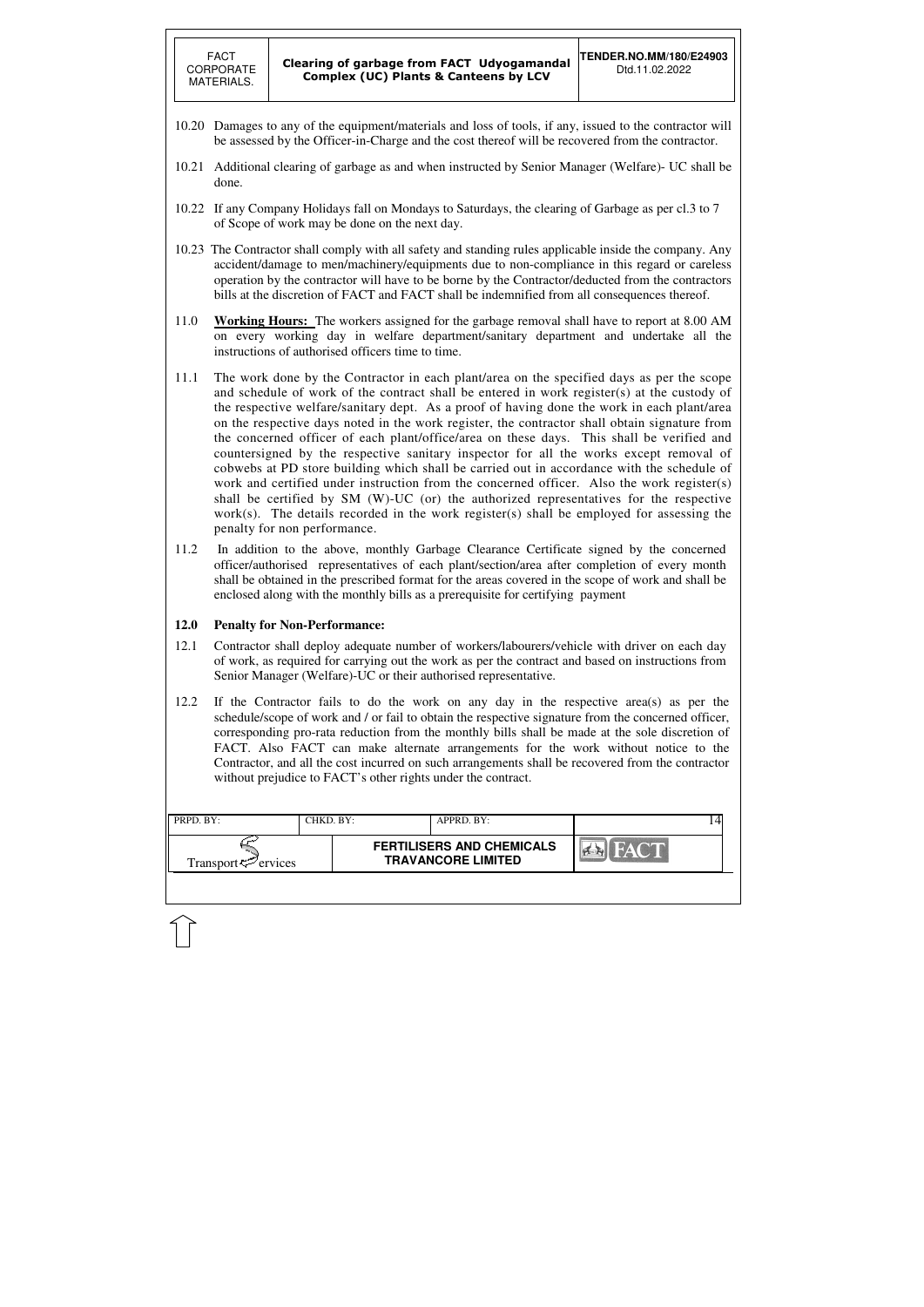10.20 Damages to any of the equipment/materials and loss of tools, if any, issued to the contractor will be assessed by the Officer-in-Charge and the cost thereof will be recovered from the contractor.

10.21 Additional clearing of garbage as and when instructed by Senior Manager (Welfare)- UC shall be done.

10.22 If any Company Holidays fall on Mondays to Saturdays, the clearing of Garbage as per cl.3 to 7 of Scope of work may be done on the next day.

10.23 The Contractor shall comply with all safety and standing rules applicable inside the company. Any accident/damage to men/machinery/equipments due to non-compliance in this regard or careless operation by the contractor will have to be borne by the Contractor/deducted from the contractors bills at the discretion of FACT and FACT shall be indemnified from all consequences thereof.

11.0 **Working Hours:** The workers assigned for the garbage removal shall have to report at 8.00 AM on every working day in welfare department/sanitary department and undertake all the instructions of authorised officers time to time.

11.1 The work done by the Contractor in each plant/area on the specified days as per the scope and schedule of work of the contract shall be entered in work register(s) at the custody of the respective welfare/sanitary dept. As a proof of having done the work in each plant/area on the respective days noted in the work register, the contractor shall obtain signature from the concerned officer of each plant/office/area on these days. This shall be verified and countersigned by the respective sanitary inspector for all the works except removal of cobwebs at PD store building which shall be carried out in accordance with the schedule of work and certified under instruction from the concerned officer. Also the work register(s) shall be certified by SM (W)-UC (or) the authorized representatives for the respective work(s). The details recorded in the work register(s) shall be employed for assessing the penalty for non performance.

11.2 In addition to the above, monthly Garbage Clearance Certificate signed by the concerned officer/authorised representatives of each plant/section/area after completion of every month shall be obtained in the prescribed format for the areas covered in the scope of work and shall be enclosed along with the monthly bills as a prerequisite for certifying payment

**12.0 Penalty for Non-Performance:**

12.1 Contractor shall deploy adequate number of workers/labourers/vehicle with driver on each day of work, as required for carrying out the work as per the contract and based on instructions from Senior Manager (Welfare)-UC or their authorised representative.

12.2 If the Contractor fails to do the work on any day in the respective area(s) as per the schedule/scope of work and / or fail to obtain the respective signature from the concerned officer, corresponding pro-rata reduction from the monthly bills shall be made at the sole discretion of FACT. Also FACT can make alternate arrangements for the work without notice to the Contractor, and all the cost incurred on such arrangements shall be recovered from the contractor without prejudice to FACT's other rights under the contract.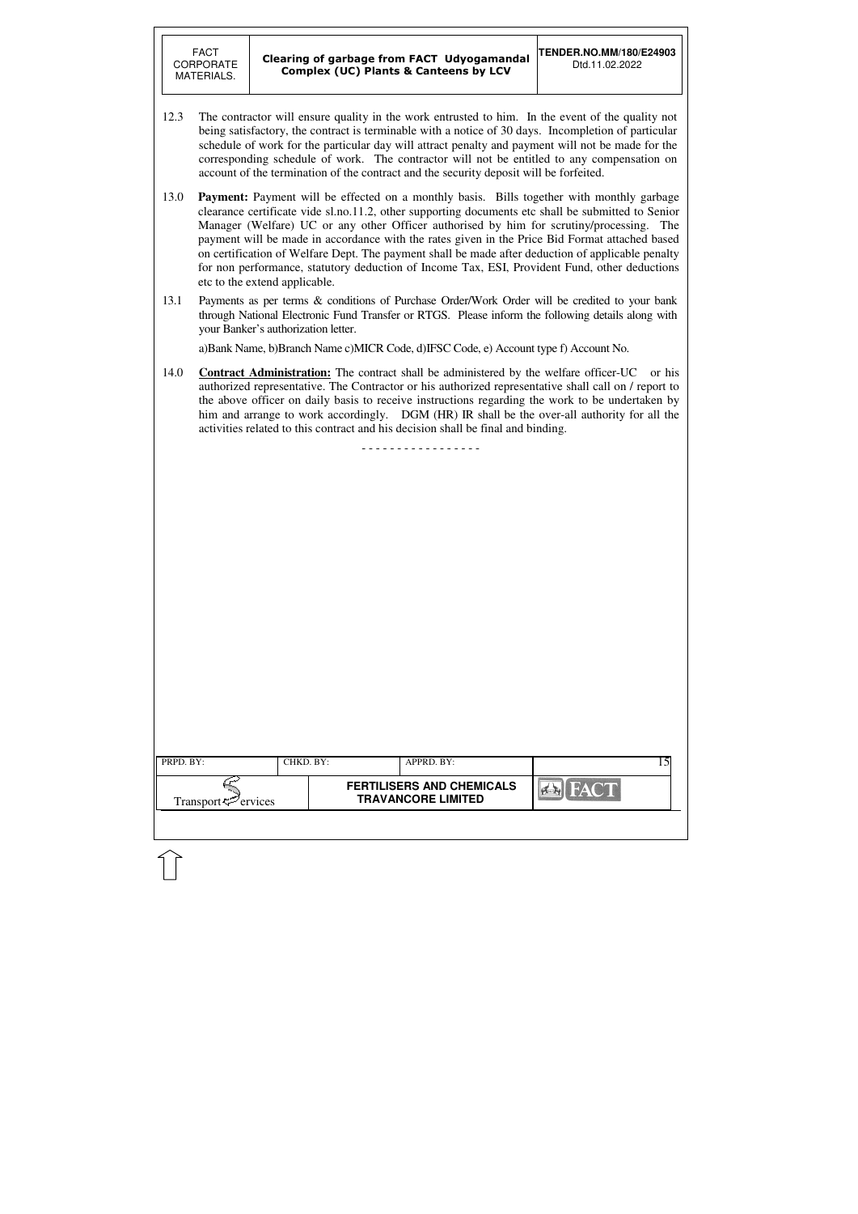12.3 The contractor will ensure quality in the work entrusted to him. In the event of the quality not being satisfactory, the contract is terminable with a notice of 30 days. Incompletion of particular schedule of work for the particular day will attract penalty and payment will not be made for the corresponding schedule of work. The contractor will not be entitled to any compensation on account of the termination of the contract and the security deposit will be forfeited.

13.0 **Payment:** Payment will be effected on a monthly basis. Bills together with monthly garbage clearance certificate vide sl.no.11.2, other supporting documents etc shall be submitted to Senior Manager (Welfare) UC or any other Officer authorised by him for scrutiny/processing. The payment will be made in accordance with the rates given in the Price Bid Format attached based on certification of Welfare Dept. The payment shall be made after deduction of applicable penalty for non performance, statutory deduction of Income Tax, ESI, Provident Fund, other deductions etc to the extend applicable.

13.1 Payments as per terms & conditions of Purchase Order/Work Order will be credited to your bank through National Electronic Fund Transfer or RTGS. Please inform the following details along with your Banker's authorization letter.

a)Bank Name, b)Branch Name c)MICR Code, d)IFSC Code, e) Account type f) Account No.

14.0 **Contract Administration:** The contract shall be administered by the welfare officer-UC or his authorized representative. The Contractor or his authorized representative shall call on / report to the above officer on daily basis to receive instructions regarding the work to be undertaken by him and arrange to work accordingly. DGM (HR) IR shall be the over-all authority for all the activities related to this contract and his decision shall be final and binding.

- - - - - - - - - - - - - - - - -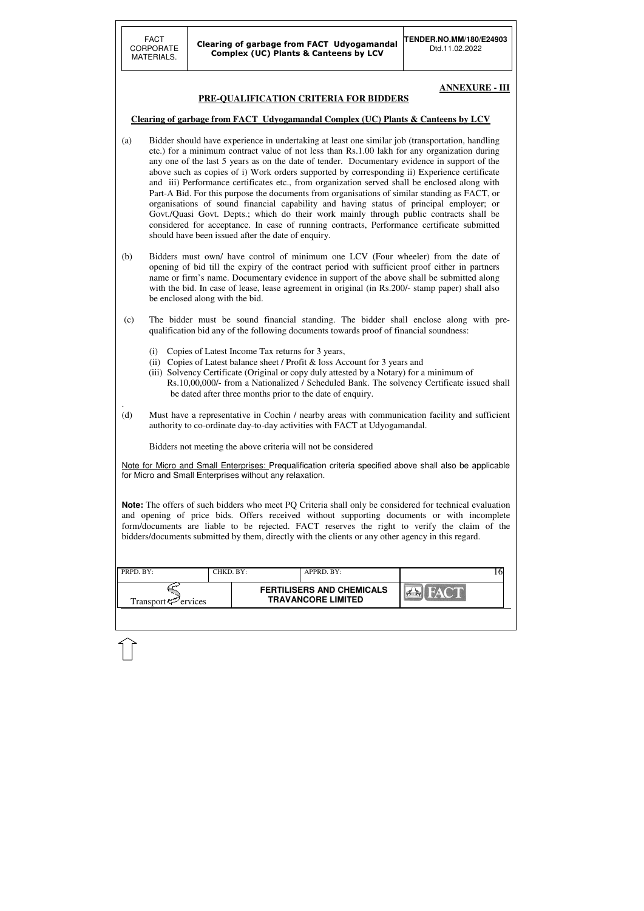**ANNEXURE - III**

## PRE-QUALIFICATION CRITERIA FOR BIDDERS

### Clearing of garbage from FACT Udyogamandal Complex (UC) Plants & Canteens by LCV

(a) Bidder should have experience in undertaking at least one similar job (transportation, handling etc.) for a minimum contract value of not less than Rs.1.00 lakh for any organization during any one of the last 5 years as on the date of tender. Documentary evidence in support of the above such as copies of i) Work orders supported by corresponding ii) Experience certificate and iii) Performance certificates etc., from organization served shall be enclosed along with Part-A Bid. For this purpose the documents from organisations of similar standing as FACT, or organisations of sound financial capability and having status of principal employer; or Govt./Quasi Govt. Depts.; which do their work mainly through public contracts shall be considered for acceptance. In case of running contracts, Performance certificate submitted should have been issued after the date of enquiry.

(b) Bidders must own/ have control of minimum one LCV (Four wheeler) from the date of opening of bid till the expiry of the contract period with sufficient proof either in partners name or firm's name. Documentary evidence in support of the above shall be submitted along with the bid. In case of lease, lease agreement in original (in Rs.200/- stamp paper) shall also be enclosed along with the bid.

(c) The bidder must be sound financial standing. The bidder shall enclose along with pre-qualification bid any of the following documents towards proof of financial soundness:

(i) Copies of Latest Income Tax returns for 3 years,
(ii) Copies of Latest balance sheet / Profit & loss Account for 3 years and
(iii) Solvency Certificate (Original or copy duly attested by a Notary) for a minimum of Rs.10,00,000/- from a Nationalized / Scheduled Bank. The solvency Certificate issued shall be dated after three months prior to the date of enquiry.

(d) Must have a representative in Cochin / nearby areas with communication facility and sufficient authority to co-ordinate day-to-day activities with FACT at Udyogamandal.

Bidders not meeting the above criteria will not be considered

Note for Micro and Small Enterprises: Prequalification criteria specified above shall also be applicable for Micro and Small Enterprises without any relaxation.

**Note:** The offers of such bidders who meet PQ Criteria shall only be considered for technical evaluation and opening of price bids. Offers received without supporting documents or with incomplete form/documents are liable to be rejected. FACT reserves the right to verify the claim of the bidders/documents submitted by them, directly with the clients or any other agency in this regard.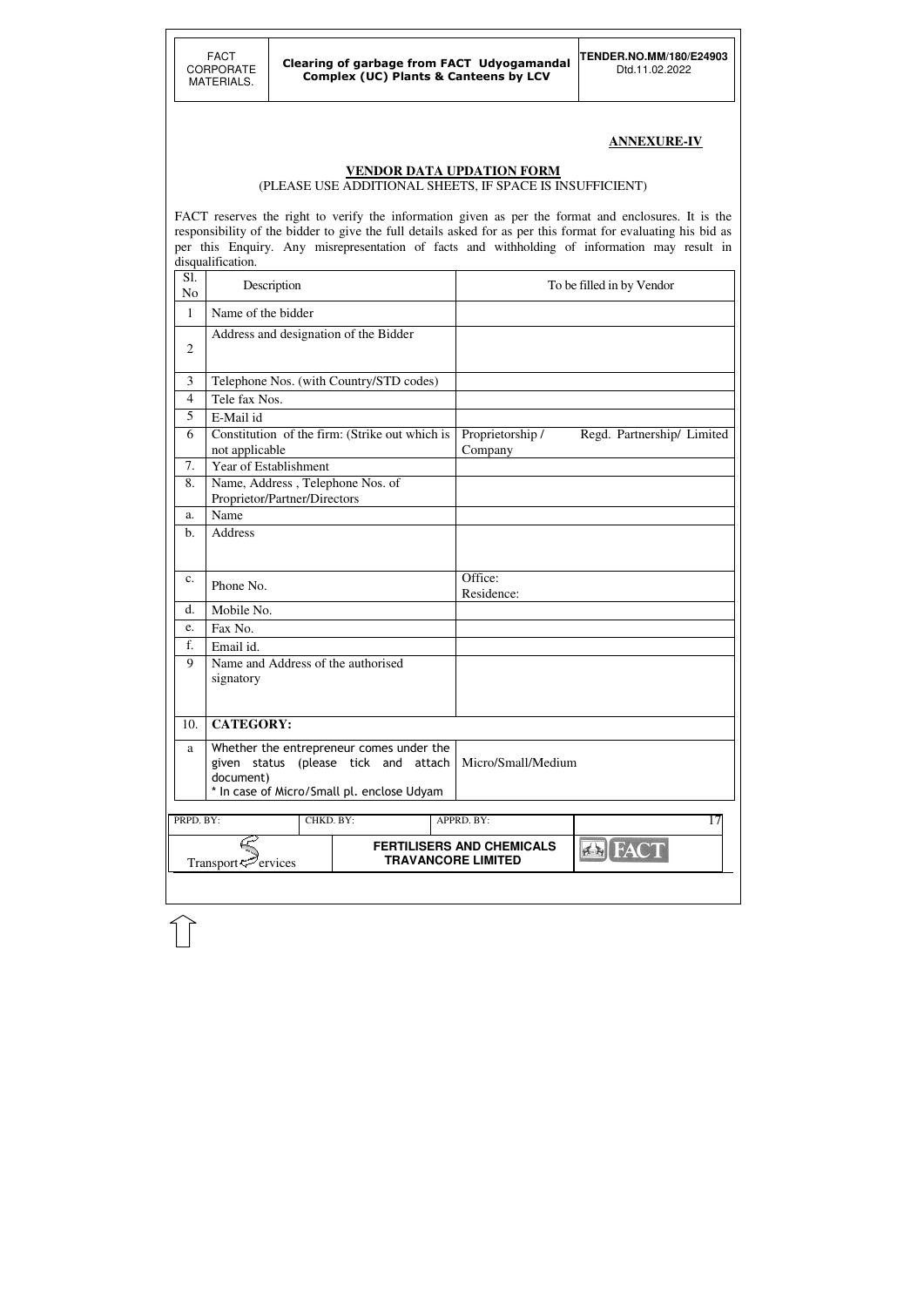**ANNEXURE-IV**

**VENDOR DATA UPDATION FORM**

(PLEASE USE ADDITIONAL SHEETS, IF SPACE IS INSUFFICIENT)

FACT reserves the right to verify the information given as per the format and enclosures. It is the responsibility of the bidder to give the full details asked for as per this format for evaluating his bid as per this Enquiry. Any misrepresentation of facts and withholding of information may result in disqualification.

| Sl. No | Description | To be filled in by Vendor |
|---|---|---|
| 1 | Name of the bidder | |
| 2 | Address and designation of the Bidder | |
| 3 | Telephone Nos. (with Country/STD codes) | |
| 4 | Tele fax Nos. | |
| 5 | E-Mail id | |
| 6 | Constitution of the firm: (Strike out which is not applicable | Proprietorship / Regd. Partnership/ Limited Company |
| 7. | Year of Establishment | |
| 8. | Name, Address , Telephone Nos. of Proprietor/Partner/Directors | |
| a. | Name | |
| b. | Address | |
| c. | Phone No. | Office:<br>Residence: |
| d. | Mobile No. | |
| e. | Fax No. | |
| f. | Email id. | |
| 9 | Name and Address of the authorised signatory | |
| 10. | **CATEGORY:** | |
| a | Whether the entrepreneur comes under the given status (please tick and attach document)<br>* In case of Micro/Small pl. enclose Udyam | Micro/Small/Medium |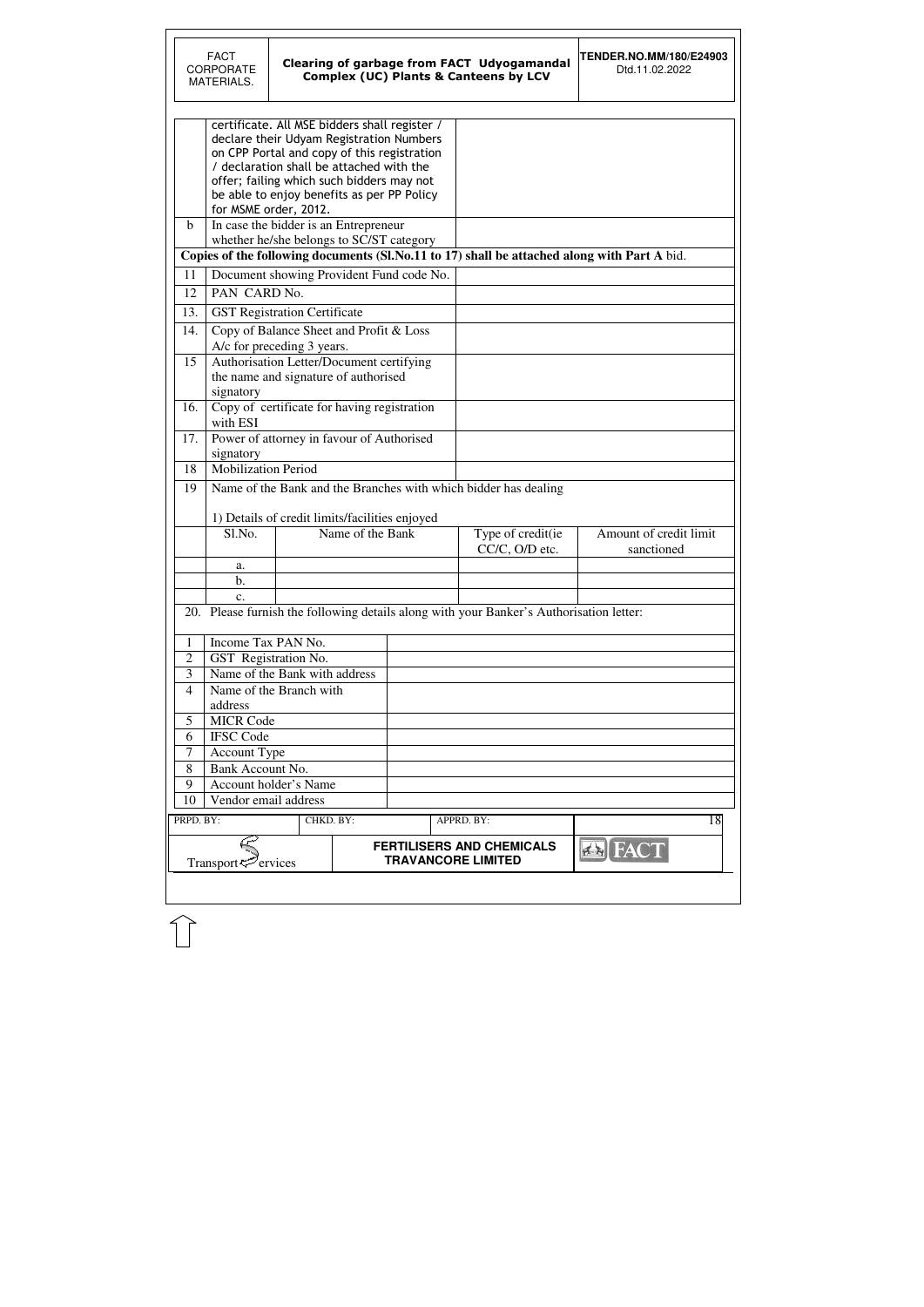| | | | | |
|---|---|---|---|---|
| | certificate. All MSE bidders shall register / declare their Udyam Registration Numbers on CPP Portal and copy of this registration / declaration shall be attached with the offer; failing which such bidders may not be able to enjoy benefits as per PP Policy for MSME order, 2012. | | | |
| b | In case the bidder is an Entrepreneur whether he/she belongs to SC/ST category | | | |

**Copies of the following documents (Sl.No.11 to 17) shall be attached along with Part A bid.**

| | | |
|---|---|---|
| 11 | Document showing Provident Fund code No. | |
| 12 | PAN CARD No. | |
| 13. | GST Registration Certificate | |
| 14. | Copy of Balance Sheet and Profit & Loss A/c for preceding 3 years. | |
| 15 | Authorisation Letter/Document certifying the name and signature of authorised signatory | |
| 16. | Copy of certificate for having registration with ESI | |
| 17. | Power of attorney in favour of Authorised signatory | |
| 18 | Mobilization Period | |

19 Name of the Bank and the Branches with which bidder has dealing

1) Details of credit limits/facilities enjoyed

| Sl.No. | Name of the Bank | Type of credit(ie CC/C, O/D etc. | Amount of credit limit sanctioned |
|---|---|---|---|
| a. | | | |
| b. | | | |
| c. | | | |

20. Please furnish the following details along with your Banker's Authorisation letter:

| | | |
|---|---|---|
| 1 | Income Tax PAN No. | |
| 2 | GST Registration No. | |
| 3 | Name of the Bank with address | |
| 4 | Name of the Branch with address | |
| 5 | MICR Code | |
| 6 | IFSC Code | |
| 7 | Account Type | |
| 8 | Bank Account No. | |
| 9 | Account holder's Name | |
| 10 | Vendor email address | |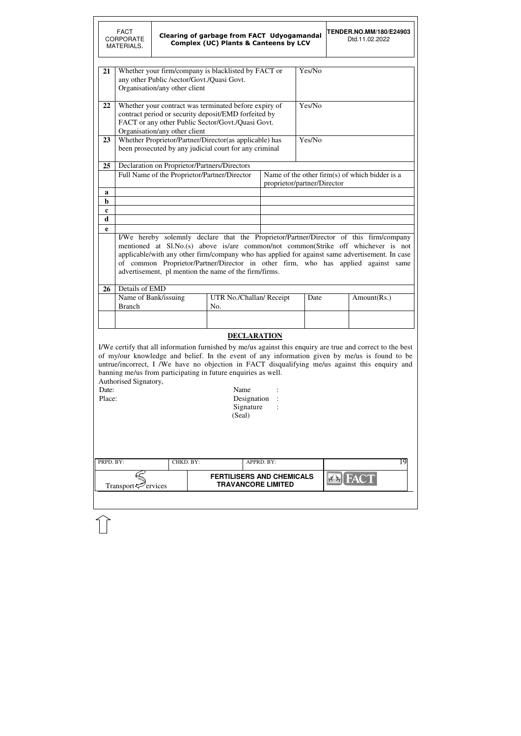| 21 | Whether your firm/company is blacklisted by FACT or any other Public /sector/Govt./Quasi Govt. Organisation/any other client | Yes/No |
|---|---|---|
| 22 | Whether your contract was terminated before expiry of contract period or security deposit/EMD forfeited by FACT or any other Public Sector/Govt./Quasi Govt. Organisation/any other client | Yes/No |
| 23 | Whether Proprietor/Partner/Director(as applicable) has been prosecuted by any judicial court for any criminal | Yes/No |

| 25 | Declaration on Proprietor/Partners/Directors | |
|---|---|---|
| | Full Name of the Proprietor/Partner/Director | Name of the other firm(s) of which bidder is a proprietor/partner/Director |
| a | | |
| b | | |
| c | | |
| d | | |
| e | | |

I/We hereby solemnly declare that the Proprietor/Partner/Director of this firm/company mentioned at Sl.No.(s) above is/are common/not common(Strike off whichever is not applicable/with any other firm/company who has applied for against same advertisement. In case of common Proprietor/Partner/Director in other firm, who has applied against same advertisement, pl mention the name of the firm/firms.

| 26 | Details of EMD | | | |
|---|---|---|---|---|
| | Name of Bank/issuing Branch | UTR No./Challan/ Receipt No. | Date | Amount(Rs.) |
| | | | | |

## DECLARATION

I/We certify that all information furnished by me/us against this enquiry are true and correct to the best of my/our knowledge and belief. In the event of any information given by me/us is found to be untrue/incorrect, I /We have no objection in FACT disqualifying me/us against this enquiry and banning me/us from participating in future enquiries as well.

Authorised Signatory,

Date: Name :

Place: Designation :

Signature :

(Seal)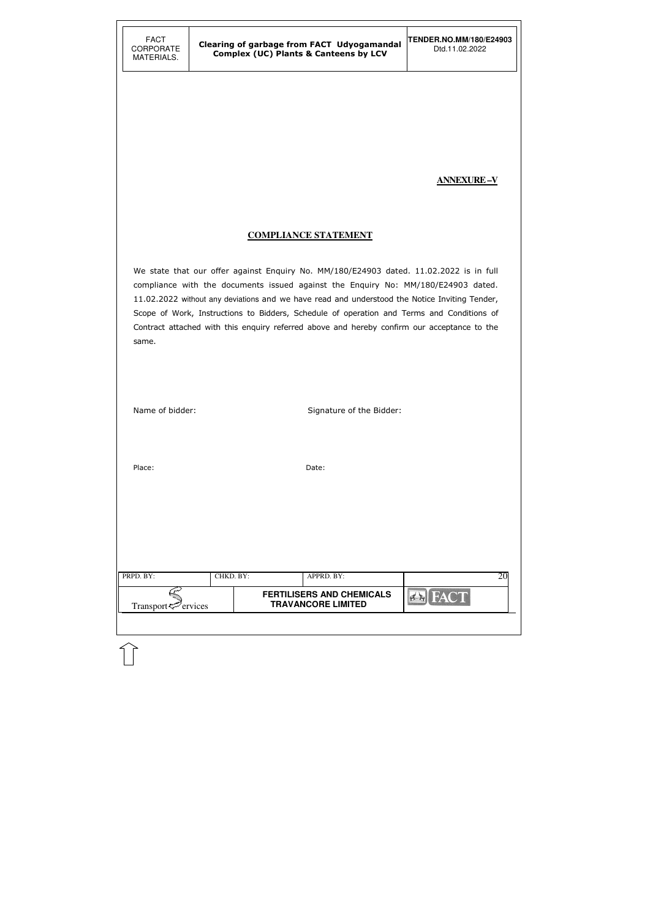**ANNEXURE –V**

## COMPLIANCE STATEMENT

We state that our offer against Enquiry No. MM/180/E24903 dated. 11.02.2022 is in full compliance with the documents issued against the Enquiry No: MM/180/E24903 dated. 11.02.2022 without any deviations and we have read and understood the Notice Inviting Tender, Scope of Work, Instructions to Bidders, Schedule of operation and Terms and Conditions of Contract attached with this enquiry referred above and hereby confirm our acceptance to the same.

Name of bidder: Signature of the Bidder:

Place: Date: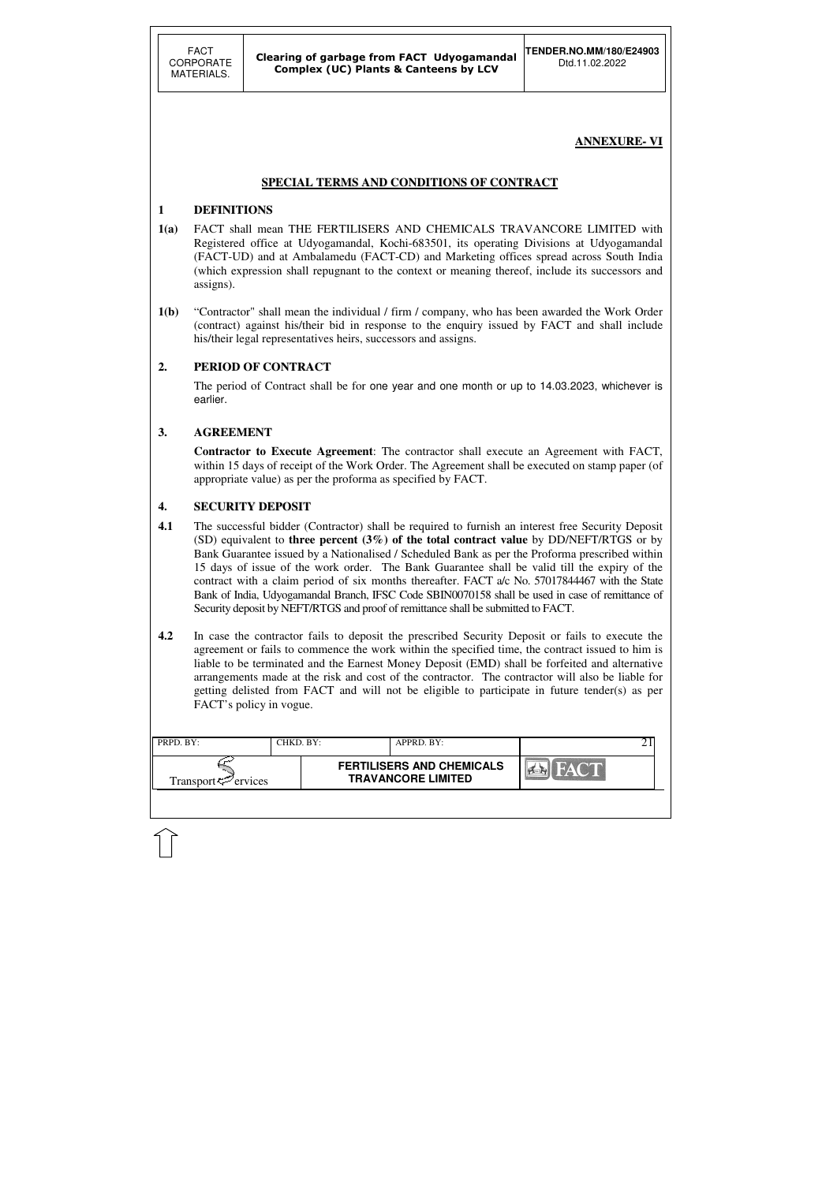## ANNEXURE- VI

## SPECIAL TERMS AND CONDITIONS OF CONTRACT

### 1 DEFINITIONS

**1(a)** FACT shall mean THE FERTILISERS AND CHEMICALS TRAVANCORE LIMITED with Registered office at Udyogamandal, Kochi-683501, its operating Divisions at Udyogamandal (FACT-UD) and at Ambalamedu (FACT-CD) and Marketing offices spread across South India (which expression shall repugnant to the context or meaning thereof, include its successors and assigns).

**1(b)** "Contractor" shall mean the individual / firm / company, who has been awarded the Work Order (contract) against his/their bid in response to the enquiry issued by FACT and shall include his/their legal representatives heirs, successors and assigns.

### 2. PERIOD OF CONTRACT

The period of Contract shall be for one year and one month or up to 14.03.2023, whichever is earlier.

### 3. AGREEMENT

**Contractor to Execute Agreement**: The contractor shall execute an Agreement with FACT, within 15 days of receipt of the Work Order. The Agreement shall be executed on stamp paper (of appropriate value) as per the proforma as specified by FACT.

### 4. SECURITY DEPOSIT

**4.1** The successful bidder (Contractor) shall be required to furnish an interest free Security Deposit (SD) equivalent to **three percent (3%) of the total contract value** by DD/NEFT/RTGS or by Bank Guarantee issued by a Nationalised / Scheduled Bank as per the Proforma prescribed within 15 days of issue of the work order. The Bank Guarantee shall be valid till the expiry of the contract with a claim period of six months thereafter. FACT a/c No. 57017844467 with the State Bank of India, Udyogamandal Branch, IFSC Code SBIN0070158 shall be used in case of remittance of Security deposit by NEFT/RTGS and proof of remittance shall be submitted to FACT.

**4.2** In case the contractor fails to deposit the prescribed Security Deposit or fails to execute the agreement or fails to commence the work within the specified time, the contract issued to him is liable to be terminated and the Earnest Money Deposit (EMD) shall be forfeited and alternative arrangements made at the risk and cost of the contractor. The contractor will also be liable for getting delisted from FACT and will not be eligible to participate in future tender(s) as per FACT's policy in vogue.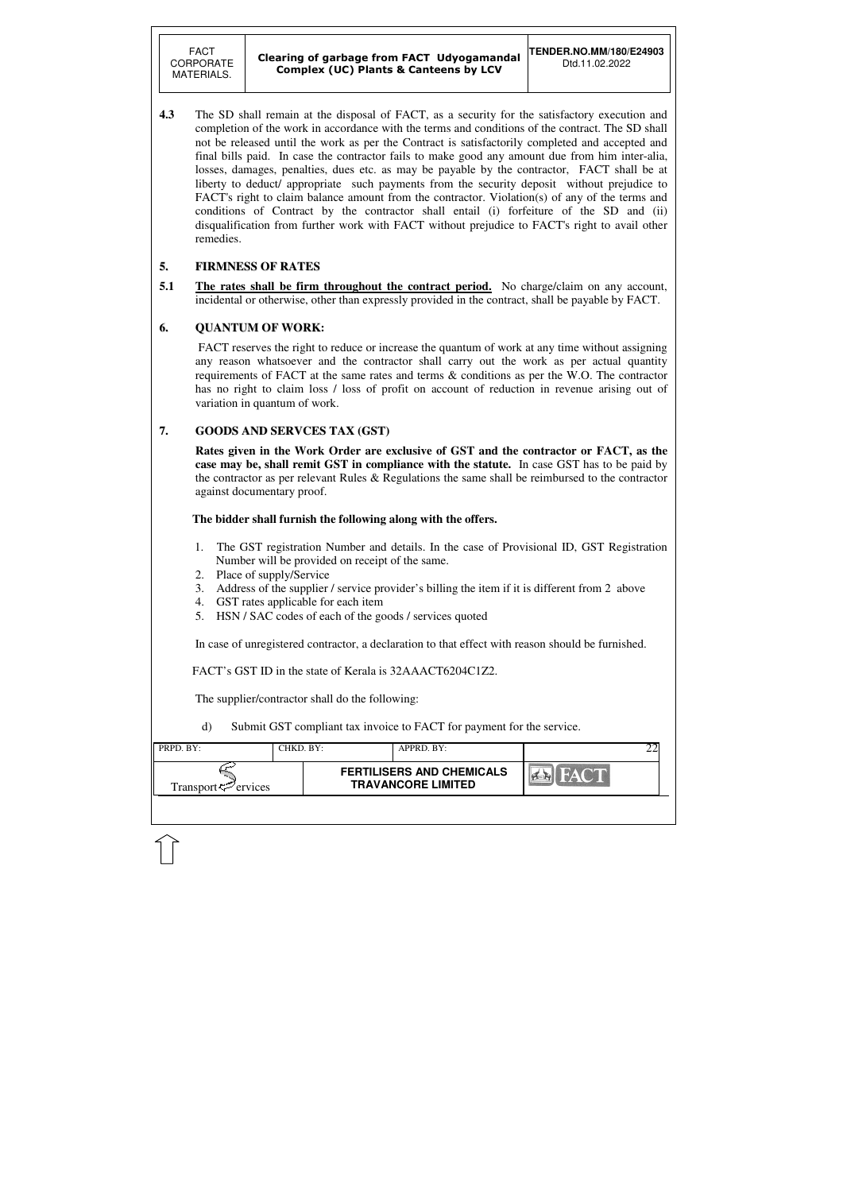**4.3** The SD shall remain at the disposal of FACT, as a security for the satisfactory execution and completion of the work in accordance with the terms and conditions of the contract. The SD shall not be released until the work as per the Contract is satisfactorily completed and accepted and final bills paid. In case the contractor fails to make good any amount due from him inter-alia, losses, damages, penalties, dues etc. as may be payable by the contractor, FACT shall be at liberty to deduct/ appropriate such payments from the security deposit without prejudice to FACT's right to claim balance amount from the contractor. Violation(s) of any of the terms and conditions of Contract by the contractor shall entail (i) forfeiture of the SD and (ii) disqualification from further work with FACT without prejudice to FACT's right to avail other remedies.

## 5. FIRMNESS OF RATES

**5.1** **The rates shall be firm throughout the contract period.** No charge/claim on any account, incidental or otherwise, other than expressly provided in the contract, shall be payable by FACT.

## 6. QUANTUM OF WORK:

FACT reserves the right to reduce or increase the quantum of work at any time without assigning any reason whatsoever and the contractor shall carry out the work as per actual quantity requirements of FACT at the same rates and terms & conditions as per the W.O. The contractor has no right to claim loss / loss of profit on account of reduction in revenue arising out of variation in quantum of work.

## 7. GOODS AND SERVCES TAX (GST)

**Rates given in the Work Order are exclusive of GST and the contractor or FACT, as the case may be, shall remit GST in compliance with the statute.** In case GST has to be paid by the contractor as per relevant Rules & Regulations the same shall be reimbursed to the contractor against documentary proof.

**The bidder shall furnish the following along with the offers.**

1. The GST registration Number and details. In the case of Provisional ID, GST Registration Number will be provided on receipt of the same.
2. Place of supply/Service
3. Address of the supplier / service provider's billing the item if it is different from 2 above
4. GST rates applicable for each item
5. HSN / SAC codes of each of the goods / services quoted

In case of unregistered contractor, a declaration to that effect with reason should be furnished.

FACT's GST ID in the state of Kerala is 32AAACT6204C1Z2.

The supplier/contractor shall do the following:

d) Submit GST compliant tax invoice to FACT for payment for the service.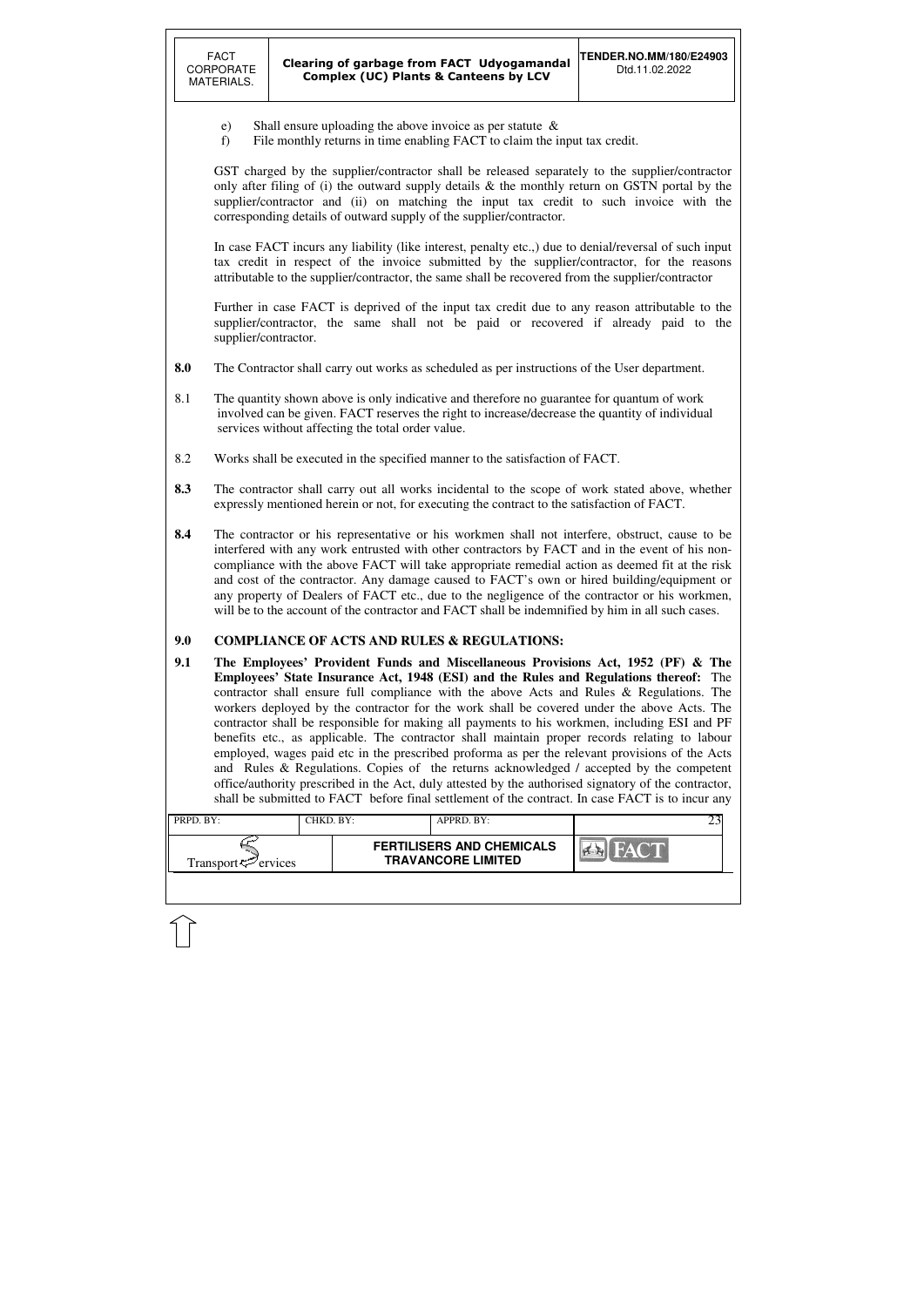e) Shall ensure uploading the above invoice as per statute &
f) File monthly returns in time enabling FACT to claim the input tax credit.

GST charged by the supplier/contractor shall be released separately to the supplier/contractor only after filing of (i) the outward supply details & the monthly return on GSTN portal by the supplier/contractor and (ii) on matching the input tax credit to such invoice with the corresponding details of outward supply of the supplier/contractor.

In case FACT incurs any liability (like interest, penalty etc.,) due to denial/reversal of such input tax credit in respect of the invoice submitted by the supplier/contractor, for the reasons attributable to the supplier/contractor, the same shall be recovered from the supplier/contractor

Further in case FACT is deprived of the input tax credit due to any reason attributable to the supplier/contractor, the same shall not be paid or recovered if already paid to the supplier/contractor.

**8.0** The Contractor shall carry out works as scheduled as per instructions of the User department.

8.1 The quantity shown above is only indicative and therefore no guarantee for quantum of work involved can be given. FACT reserves the right to increase/decrease the quantity of individual services without affecting the total order value.

8.2 Works shall be executed in the specified manner to the satisfaction of FACT.

**8.3** The contractor shall carry out all works incidental to the scope of work stated above, whether expressly mentioned herein or not, for executing the contract to the satisfaction of FACT.

**8.4** The contractor or his representative or his workmen shall not interfere, obstruct, cause to be interfered with any work entrusted with other contractors by FACT and in the event of his non-compliance with the above FACT will take appropriate remedial action as deemed fit at the risk and cost of the contractor. Any damage caused to FACT's own or hired building/equipment or any property of Dealers of FACT etc., due to the negligence of the contractor or his workmen, will be to the account of the contractor and FACT shall be indemnified by him in all such cases.

## 9.0 COMPLIANCE OF ACTS AND RULES & REGULATIONS:

**9.1 The Employees' Provident Funds and Miscellaneous Provisions Act, 1952 (PF) & The Employees' State Insurance Act, 1948 (ESI) and the Rules and Regulations thereof:** The contractor shall ensure full compliance with the above Acts and Rules & Regulations. The workers deployed by the contractor for the work shall be covered under the above Acts. The contractor shall be responsible for making all payments to his workmen, including ESI and PF benefits etc., as applicable. The contractor shall maintain proper records relating to labour employed, wages paid etc in the prescribed proforma as per the relevant provisions of the Acts and Rules & Regulations. Copies of the returns acknowledged / accepted by the competent office/authority prescribed in the Act, duly attested by the authorised signatory of the contractor, shall be submitted to FACT before final settlement of the contract. In case FACT is to incur any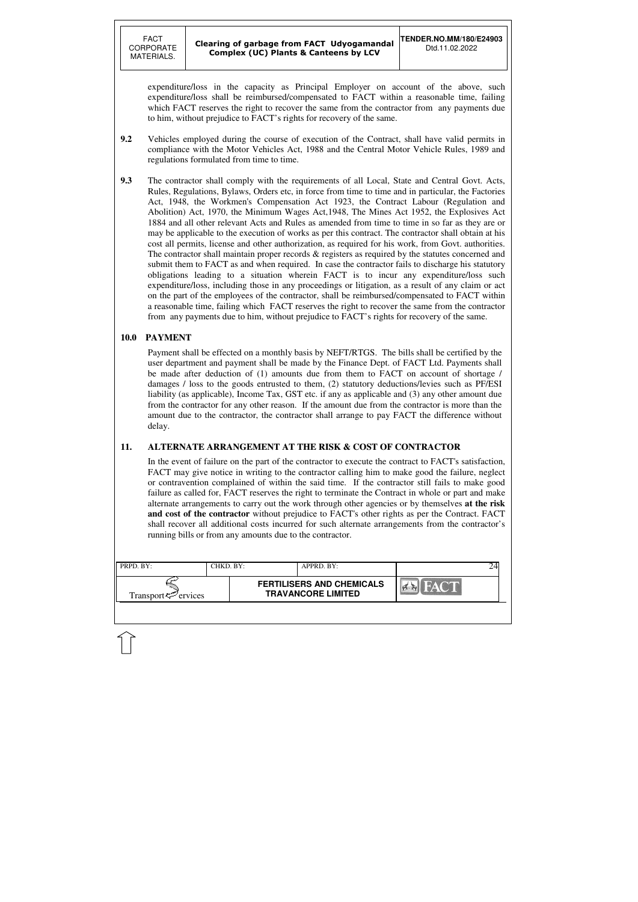expenditure/loss in the capacity as Principal Employer on account of the above, such expenditure/loss shall be reimbursed/compensated to FACT within a reasonable time, failing which FACT reserves the right to recover the same from the contractor from any payments due to him, without prejudice to FACT's rights for recovery of the same.

**9.2** Vehicles employed during the course of execution of the Contract, shall have valid permits in compliance with the Motor Vehicles Act, 1988 and the Central Motor Vehicle Rules, 1989 and regulations formulated from time to time.

**9.3** The contractor shall comply with the requirements of all Local, State and Central Govt. Acts, Rules, Regulations, Bylaws, Orders etc, in force from time to time and in particular, the Factories Act, 1948, the Workmen's Compensation Act 1923, the Contract Labour (Regulation and Abolition) Act, 1970, the Minimum Wages Act,1948, The Mines Act 1952, the Explosives Act 1884 and all other relevant Acts and Rules as amended from time to time in so far as they are or may be applicable to the execution of works as per this contract. The contractor shall obtain at his cost all permits, license and other authorization, as required for his work, from Govt. authorities. The contractor shall maintain proper records & registers as required by the statutes concerned and submit them to FACT as and when required. In case the contractor fails to discharge his statutory obligations leading to a situation wherein FACT is to incur any expenditure/loss such expenditure/loss, including those in any proceedings or litigation, as a result of any claim or act on the part of the employees of the contractor, shall be reimbursed/compensated to FACT within a reasonable time, failing which FACT reserves the right to recover the same from the contractor from any payments due to him, without prejudice to FACT's rights for recovery of the same.

## 10.0 PAYMENT

Payment shall be effected on a monthly basis by NEFT/RTGS. The bills shall be certified by the user department and payment shall be made by the Finance Dept. of FACT Ltd. Payments shall be made after deduction of (1) amounts due from them to FACT on account of shortage / damages / loss to the goods entrusted to them, (2) statutory deductions/levies such as PF/ESI liability (as applicable), Income Tax, GST etc. if any as applicable and (3) any other amount due from the contractor for any other reason. If the amount due from the contractor is more than the amount due to the contractor, the contractor shall arrange to pay FACT the difference without delay.

## 11. ALTERNATE ARRANGEMENT AT THE RISK & COST OF CONTRACTOR

In the event of failure on the part of the contractor to execute the contract to FACT's satisfaction, FACT may give notice in writing to the contractor calling him to make good the failure, neglect or contravention complained of within the said time. If the contractor still fails to make good failure as called for, FACT reserves the right to terminate the Contract in whole or part and make alternate arrangements to carry out the work through other agencies or by themselves **at the risk and cost of the contractor** without prejudice to FACT's other rights as per the Contract. FACT shall recover all additional costs incurred for such alternate arrangements from the contractor's running bills or from any amounts due to the contractor.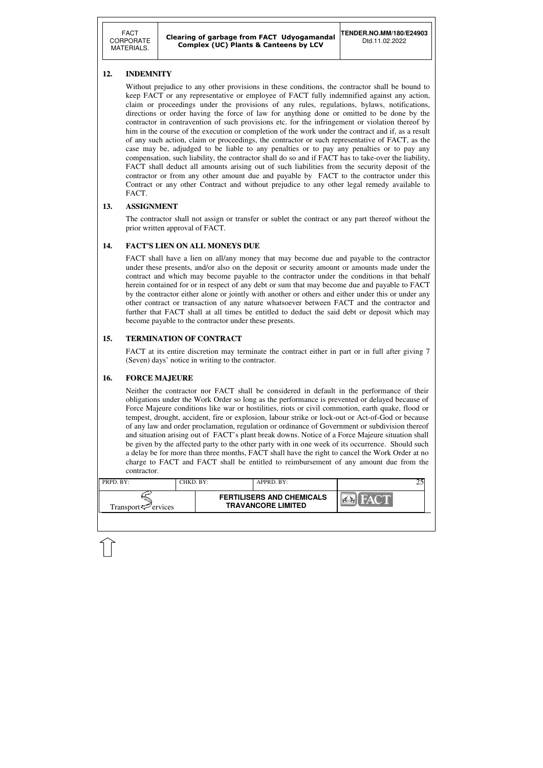## 12. INDEMNITY

Without prejudice to any other provisions in these conditions, the contractor shall be bound to keep FACT or any representative or employee of FACT fully indemnified against any action, claim or proceedings under the provisions of any rules, regulations, bylaws, notifications, directions or order having the force of law for anything done or omitted to be done by the contractor in contravention of such provisions etc. for the infringement or violation thereof by him in the course of the execution or completion of the work under the contract and if, as a result of any such action, claim or proceedings, the contractor or such representative of FACT, as the case may be, adjudged to be liable to any penalties or to pay any penalties or to pay any compensation, such liability, the contractor shall do so and if FACT has to take-over the liability, FACT shall deduct all amounts arising out of such liabilities from the security deposit of the contractor or from any other amount due and payable by FACT to the contractor under this Contract or any other Contract and without prejudice to any other legal remedy available to FACT.

## 13. ASSIGNMENT

The contractor shall not assign or transfer or sublet the contract or any part thereof without the prior written approval of FACT.

## 14. FACT'S LIEN ON ALL MONEYS DUE

FACT shall have a lien on all/any money that may become due and payable to the contractor under these presents, and/or also on the deposit or security amount or amounts made under the contract and which may become payable to the contractor under the conditions in that behalf herein contained for or in respect of any debt or sum that may become due and payable to FACT by the contractor either alone or jointly with another or others and either under this or under any other contract or transaction of any nature whatsoever between FACT and the contractor and further that FACT shall at all times be entitled to deduct the said debt or deposit which may become payable to the contractor under these presents.

## 15. TERMINATION OF CONTRACT

FACT at its entire discretion may terminate the contract either in part or in full after giving 7 (Seven) days' notice in writing to the contractor.

## 16. FORCE MAJEURE

Neither the contractor nor FACT shall be considered in default in the performance of their obligations under the Work Order so long as the performance is prevented or delayed because of Force Majeure conditions like war or hostilities, riots or civil commotion, earth quake, flood or tempest, drought, accident, fire or explosion, labour strike or lock-out or Act-of-God or because of any law and order proclamation, regulation or ordinance of Government or subdivision thereof and situation arising out of FACT's plant break downs. Notice of a Force Majeure situation shall be given by the affected party to the other party with in one week of its occurrence. Should such a delay be for more than three months, FACT shall have the right to cancel the Work Order at no charge to FACT and FACT shall be entitled to reimbursement of any amount due from the contractor.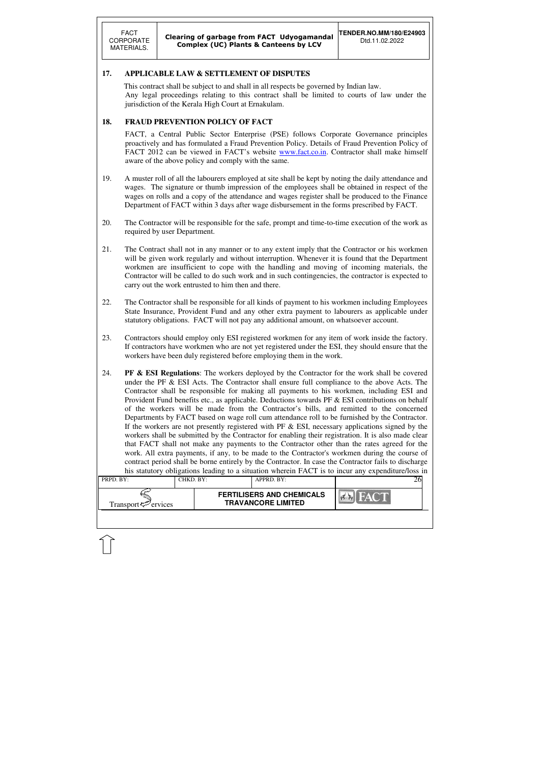## 17. APPLICABLE LAW & SETTLEMENT OF DISPUTES

This contract shall be subject to and shall in all respects be governed by Indian law.
Any legal proceedings relating to this contract shall be limited to courts of law under the jurisdiction of the Kerala High Court at Ernakulam.

## 18. FRAUD PREVENTION POLICY OF FACT

FACT, a Central Public Sector Enterprise (PSE) follows Corporate Governance principles proactively and has formulated a Fraud Prevention Policy. Details of Fraud Prevention Policy of FACT 2012 can be viewed in FACT's website www.fact.co.in. Contractor shall make himself aware of the above policy and comply with the same.

19. A muster roll of all the labourers employed at site shall be kept by noting the daily attendance and wages. The signature or thumb impression of the employees shall be obtained in respect of the wages on rolls and a copy of the attendance and wages register shall be produced to the Finance Department of FACT within 3 days after wage disbursement in the forms prescribed by FACT.

20. The Contractor will be responsible for the safe, prompt and time-to-time execution of the work as required by user Department.

21. The Contract shall not in any manner or to any extent imply that the Contractor or his workmen will be given work regularly and without interruption. Whenever it is found that the Department workmen are insufficient to cope with the handling and moving of incoming materials, the Contractor will be called to do such work and in such contingencies, the contractor is expected to carry out the work entrusted to him then and there.

22. The Contractor shall be responsible for all kinds of payment to his workmen including Employees State Insurance, Provident Fund and any other extra payment to labourers as applicable under statutory obligations. FACT will not pay any additional amount, on whatsoever account.

23. Contractors should employ only ESI registered workmen for any item of work inside the factory. If contractors have workmen who are not yet registered under the ESI, they should ensure that the workers have been duly registered before employing them in the work.

24. **PF & ESI Regulations**: The workers deployed by the Contractor for the work shall be covered under the PF & ESI Acts. The Contractor shall ensure full compliance to the above Acts. The Contractor shall be responsible for making all payments to his workmen, including ESI and Provident Fund benefits etc., as applicable. Deductions towards PF & ESI contributions on behalf of the workers will be made from the Contractor's bills, and remitted to the concerned Departments by FACT based on wage roll cum attendance roll to be furnished by the Contractor. If the workers are not presently registered with PF & ESI, necessary applications signed by the workers shall be submitted by the Contractor for enabling their registration. It is also made clear that FACT shall not make any payments to the Contractor other than the rates agreed for the work. All extra payments, if any, to be made to the Contractor's workmen during the course of contract period shall be borne entirely by the Contractor. In case the Contractor fails to discharge his statutory obligations leading to a situation wherein FACT is to incur any expenditure/loss in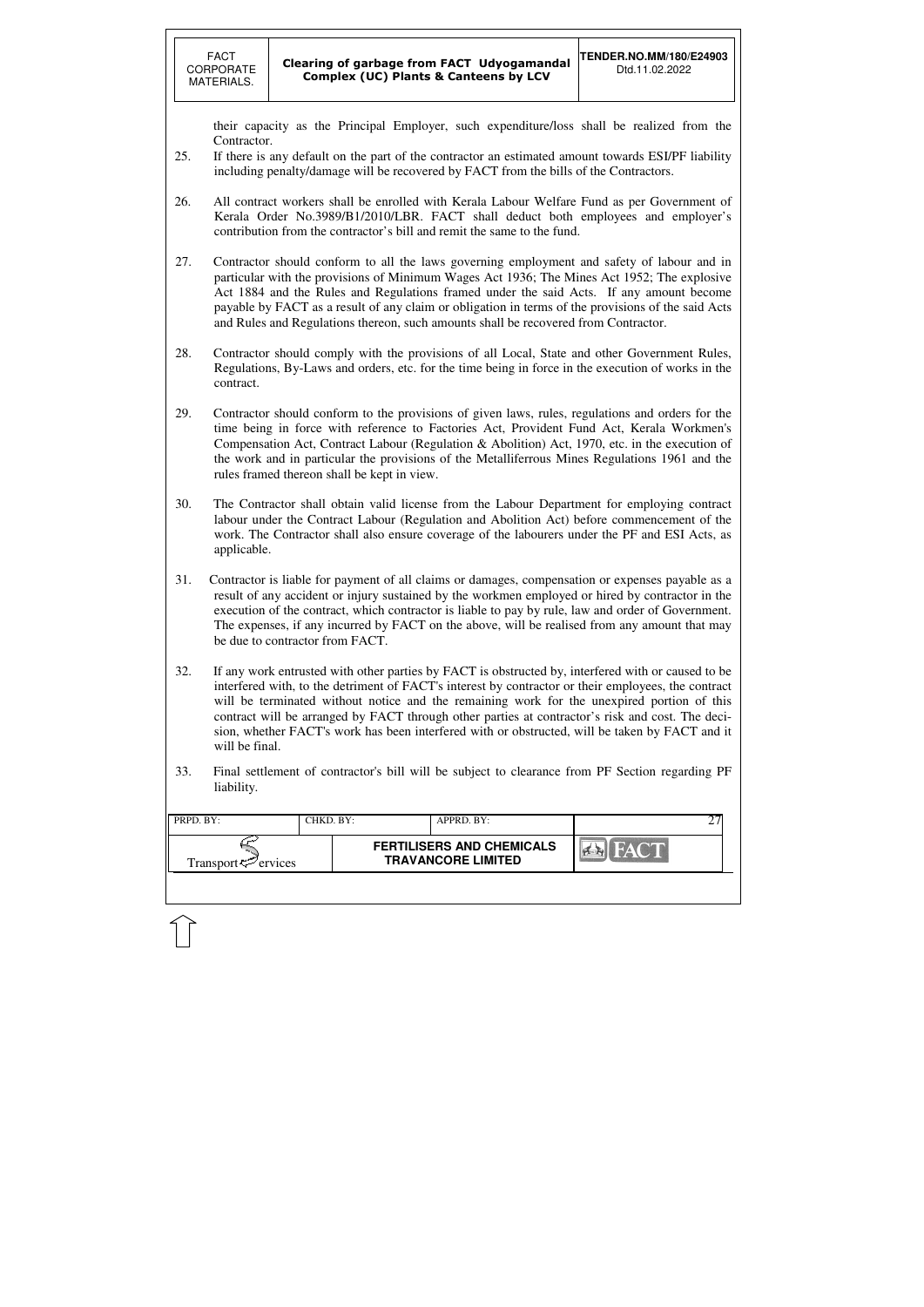their capacity as the Principal Employer, such expenditure/loss shall be realized from the Contractor.

25. If there is any default on the part of the contractor an estimated amount towards ESI/PF liability including penalty/damage will be recovered by FACT from the bills of the Contractors.

26. All contract workers shall be enrolled with Kerala Labour Welfare Fund as per Government of Kerala Order No.3989/B1/2010/LBR. FACT shall deduct both employees and employer's contribution from the contractor's bill and remit the same to the fund.

27. Contractor should conform to all the laws governing employment and safety of labour and in particular with the provisions of Minimum Wages Act 1936; The Mines Act 1952; The explosive Act 1884 and the Rules and Regulations framed under the said Acts. If any amount become payable by FACT as a result of any claim or obligation in terms of the provisions of the said Acts and Rules and Regulations thereon, such amounts shall be recovered from Contractor.

28. Contractor should comply with the provisions of all Local, State and other Government Rules, Regulations, By-Laws and orders, etc. for the time being in force in the execution of works in the contract.

29. Contractor should conform to the provisions of given laws, rules, regulations and orders for the time being in force with reference to Factories Act, Provident Fund Act, Kerala Workmen's Compensation Act, Contract Labour (Regulation & Abolition) Act, 1970, etc. in the execution of the work and in particular the provisions of the Metalliferrous Mines Regulations 1961 and the rules framed thereon shall be kept in view.

30. The Contractor shall obtain valid license from the Labour Department for employing contract labour under the Contract Labour (Regulation and Abolition Act) before commencement of the work. The Contractor shall also ensure coverage of the labourers under the PF and ESI Acts, as applicable.

31. Contractor is liable for payment of all claims or damages, compensation or expenses payable as a result of any accident or injury sustained by the workmen employed or hired by contractor in the execution of the contract, which contractor is liable to pay by rule, law and order of Government. The expenses, if any incurred by FACT on the above, will be realised from any amount that may be due to contractor from FACT.

32. If any work entrusted with other parties by FACT is obstructed by, interfered with or caused to be interfered with, to the detriment of FACT's interest by contractor or their employees, the contract will be terminated without notice and the remaining work for the unexpired portion of this contract will be arranged by FACT through other parties at contractor's risk and cost. The decision, whether FACT's work has been interfered with or obstructed, will be taken by FACT and it will be final.

33. Final settlement of contractor's bill will be subject to clearance from PF Section regarding PF liability.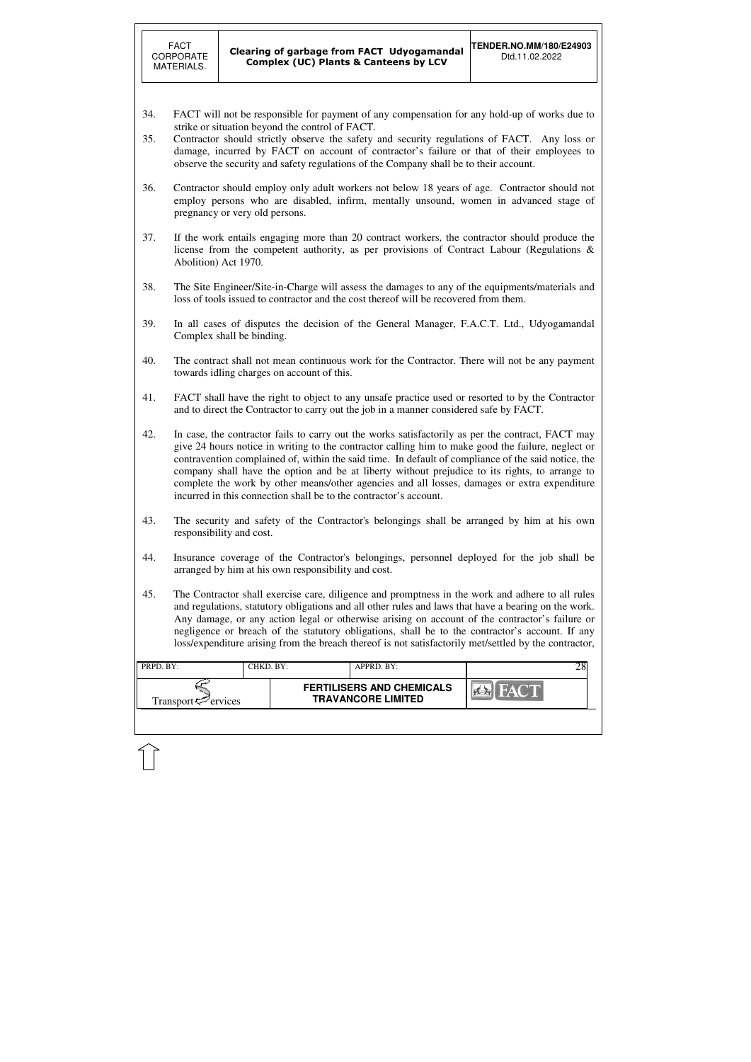34. FACT will not be responsible for payment of any compensation for any hold-up of works due to strike or situation beyond the control of FACT.

35. Contractor should strictly observe the safety and security regulations of FACT. Any loss or damage, incurred by FACT on account of contractor's failure or that of their employees to observe the security and safety regulations of the Company shall be to their account.

36. Contractor should employ only adult workers not below 18 years of age. Contractor should not employ persons who are disabled, infirm, mentally unsound, women in advanced stage of pregnancy or very old persons.

37. If the work entails engaging more than 20 contract workers, the contractor should produce the license from the competent authority, as per provisions of Contract Labour (Regulations & Abolition) Act 1970.

38. The Site Engineer/Site-in-Charge will assess the damages to any of the equipments/materials and loss of tools issued to contractor and the cost thereof will be recovered from them.

39. In all cases of disputes the decision of the General Manager, F.A.C.T. Ltd., Udyogamandal Complex shall be binding.

40. The contract shall not mean continuous work for the Contractor. There will not be any payment towards idling charges on account of this.

41. FACT shall have the right to object to any unsafe practice used or resorted to by the Contractor and to direct the Contractor to carry out the job in a manner considered safe by FACT.

42. In case, the contractor fails to carry out the works satisfactorily as per the contract, FACT may give 24 hours notice in writing to the contractor calling him to make good the failure, neglect or contravention complained of, within the said time. In default of compliance of the said notice, the company shall have the option and be at liberty without prejudice to its rights, to arrange to complete the work by other means/other agencies and all losses, damages or extra expenditure incurred in this connection shall be to the contractor's account.

43. The security and safety of the Contractor's belongings shall be arranged by him at his own responsibility and cost.

44. Insurance coverage of the Contractor's belongings, personnel deployed for the job shall be arranged by him at his own responsibility and cost.

45. The Contractor shall exercise care, diligence and promptness in the work and adhere to all rules and regulations, statutory obligations and all other rules and laws that have a bearing on the work. Any damage, or any action legal or otherwise arising on account of the contractor's failure or negligence or breach of the statutory obligations, shall be to the contractor's account. If any loss/expenditure arising from the breach thereof is not satisfactorily met/settled by the contractor,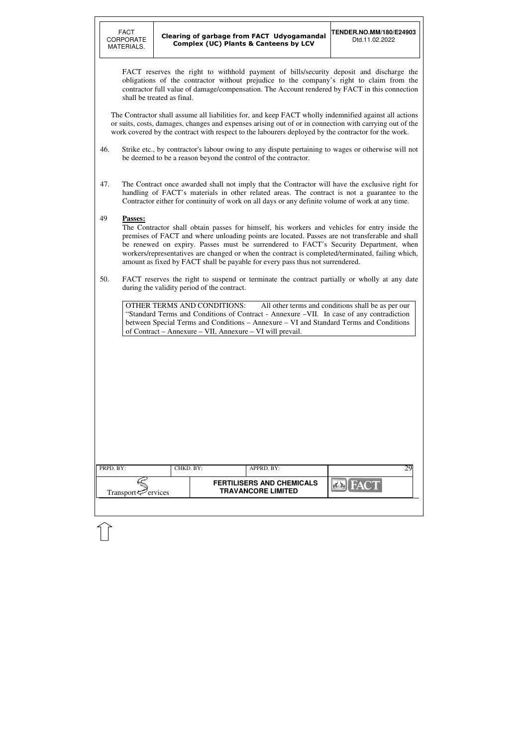FACT reserves the right to withhold payment of bills/security deposit and discharge the obligations of the contractor without prejudice to the company's right to claim from the contractor full value of damage/compensation. The Account rendered by FACT in this connection shall be treated as final.

The Contractor shall assume all liabilities for, and keep FACT wholly indemnified against all actions or suits, costs, damages, changes and expenses arising out of or in connection with carrying out of the work covered by the contract with respect to the labourers deployed by the contractor for the work.

46. Strike etc., by contractor's labour owing to any dispute pertaining to wages or otherwise will not be deemed to be a reason beyond the control of the contractor.

47. The Contract once awarded shall not imply that the Contractor will have the exclusive right for handling of FACT's materials in other related areas. The contract is not a guarantee to the Contractor either for continuity of work on all days or any definite volume of work at any time.

49 **Passes:**

The Contractor shall obtain passes for himself, his workers and vehicles for entry inside the premises of FACT and where unloading points are located. Passes are not transferable and shall be renewed on expiry. Passes must be surrendered to FACT's Security Department, when workers/representatives are changed or when the contract is completed/terminated, failing which, amount as fixed by FACT shall be payable for every pass thus not surrendered.

50. FACT reserves the right to suspend or terminate the contract partially or wholly at any date during the validity period of the contract.

OTHER TERMS AND CONDITIONS: All other terms and conditions shall be as per our "Standard Terms and Conditions of Contract - Annexure –VII. In case of any contradiction between Special Terms and Conditions – Annexure – VI and Standard Terms and Conditions of Contract – Annexure – VII, Annexure – VI will prevail.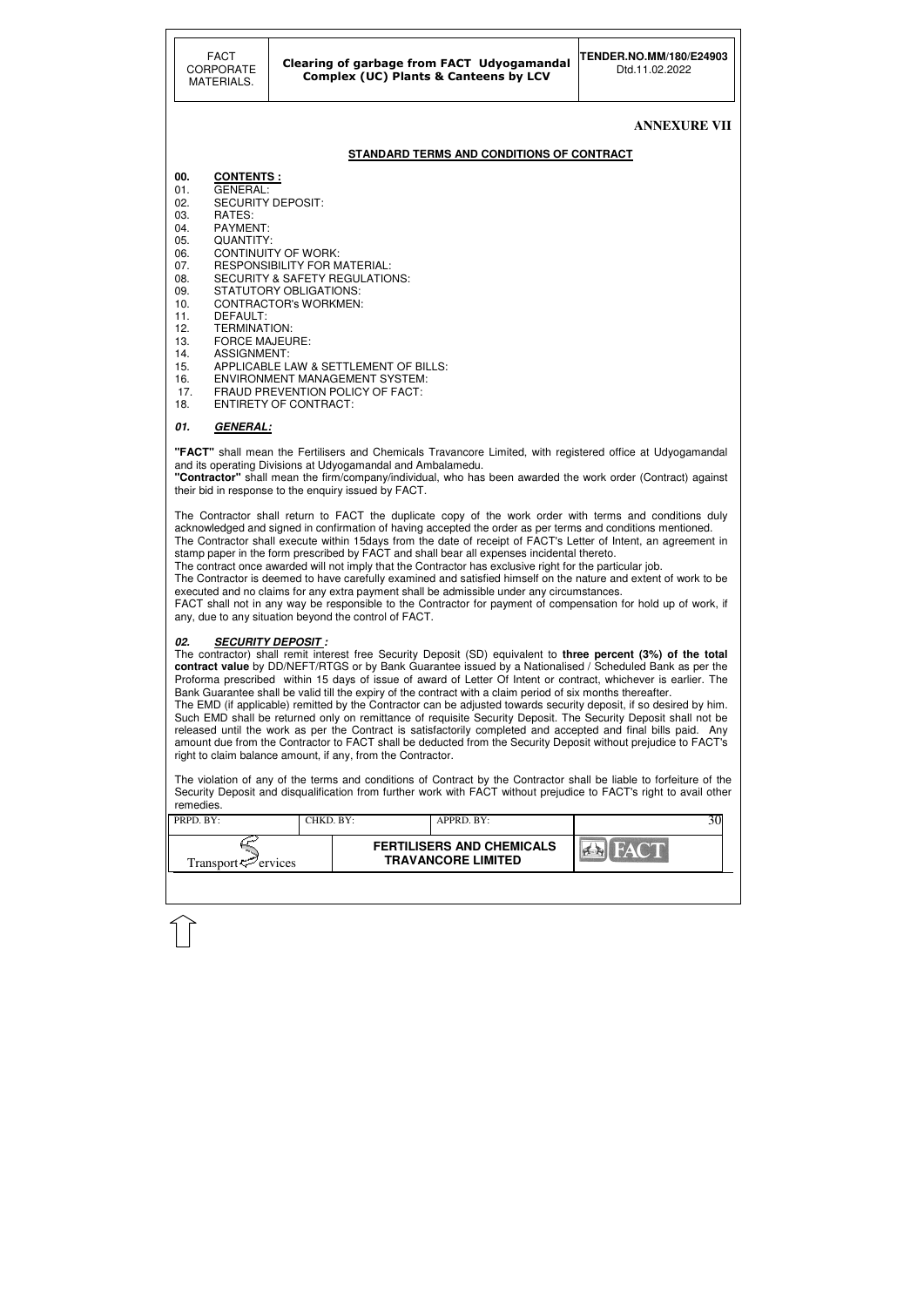## ANNEXURE VII

### STANDARD TERMS AND CONDITIONS OF CONTRACT

**00. CONTENTS :**

01. GENERAL:
02. SECURITY DEPOSIT:
03. RATES:
04. PAYMENT:
05. QUANTITY:
06. CONTINUITY OF WORK:
07. RESPONSIBILITY FOR MATERIAL:
08. SECURITY & SAFETY REGULATIONS:
09. STATUTORY OBLIGATIONS:
10. CONTRACTOR's WORKMEN:
11. DEFAULT:
12. TERMINATION:
13. FORCE MAJEURE:
14. ASSIGNMENT:
15. APPLICABLE LAW & SETTLEMENT OF BILLS:
16. ENVIRONMENT MANAGEMENT SYSTEM:
17. FRAUD PREVENTION POLICY OF FACT:
18. ENTIRETY OF CONTRACT:

***01. GENERAL:***

**"FACT"** shall mean the Fertilisers and Chemicals Travancore Limited, with registered office at Udyogamandal and its operating Divisions at Udyogamandal and Ambalamedu.

**"Contractor"** shall mean the firm/company/individual, who has been awarded the work order (Contract) against their bid in response to the enquiry issued by FACT.

The Contractor shall return to FACT the duplicate copy of the work order with terms and conditions duly acknowledged and signed in confirmation of having accepted the order as per terms and conditions mentioned.

The Contractor shall execute within 15days from the date of receipt of FACT's Letter of Intent, an agreement in stamp paper in the form prescribed by FACT and shall bear all expenses incidental thereto.

The contract once awarded will not imply that the Contractor has exclusive right for the particular job.

The Contractor is deemed to have carefully examined and satisfied himself on the nature and extent of work to be executed and no claims for any extra payment shall be admissible under any circumstances.

FACT shall not in any way be responsible to the Contractor for payment of compensation for hold up of work, if any, due to any situation beyond the control of FACT.

***02. SECURITY DEPOSIT :***

The contractor) shall remit interest free Security Deposit (SD) equivalent to **three percent (3%) of the total contract value** by DD/NEFT/RTGS or by Bank Guarantee issued by a Nationalised / Scheduled Bank as per the Proforma prescribed within 15 days of issue of award of Letter Of Intent or contract, whichever is earlier. The Bank Guarantee shall be valid till the expiry of the contract with a claim period of six months thereafter.

The EMD (if applicable) remitted by the Contractor can be adjusted towards security deposit, if so desired by him. Such EMD shall be returned only on remittance of requisite Security Deposit. The Security Deposit shall not be released until the work as per the Contract is satisfactorily completed and accepted and final bills paid. Any amount due from the Contractor to FACT shall be deducted from the Security Deposit without prejudice to FACT's right to claim balance amount, if any, from the Contractor.

The violation of any of the terms and conditions of Contract by the Contractor shall be liable to forfeiture of the Security Deposit and disqualification from further work with FACT without prejudice to FACT's right to avail other remedies.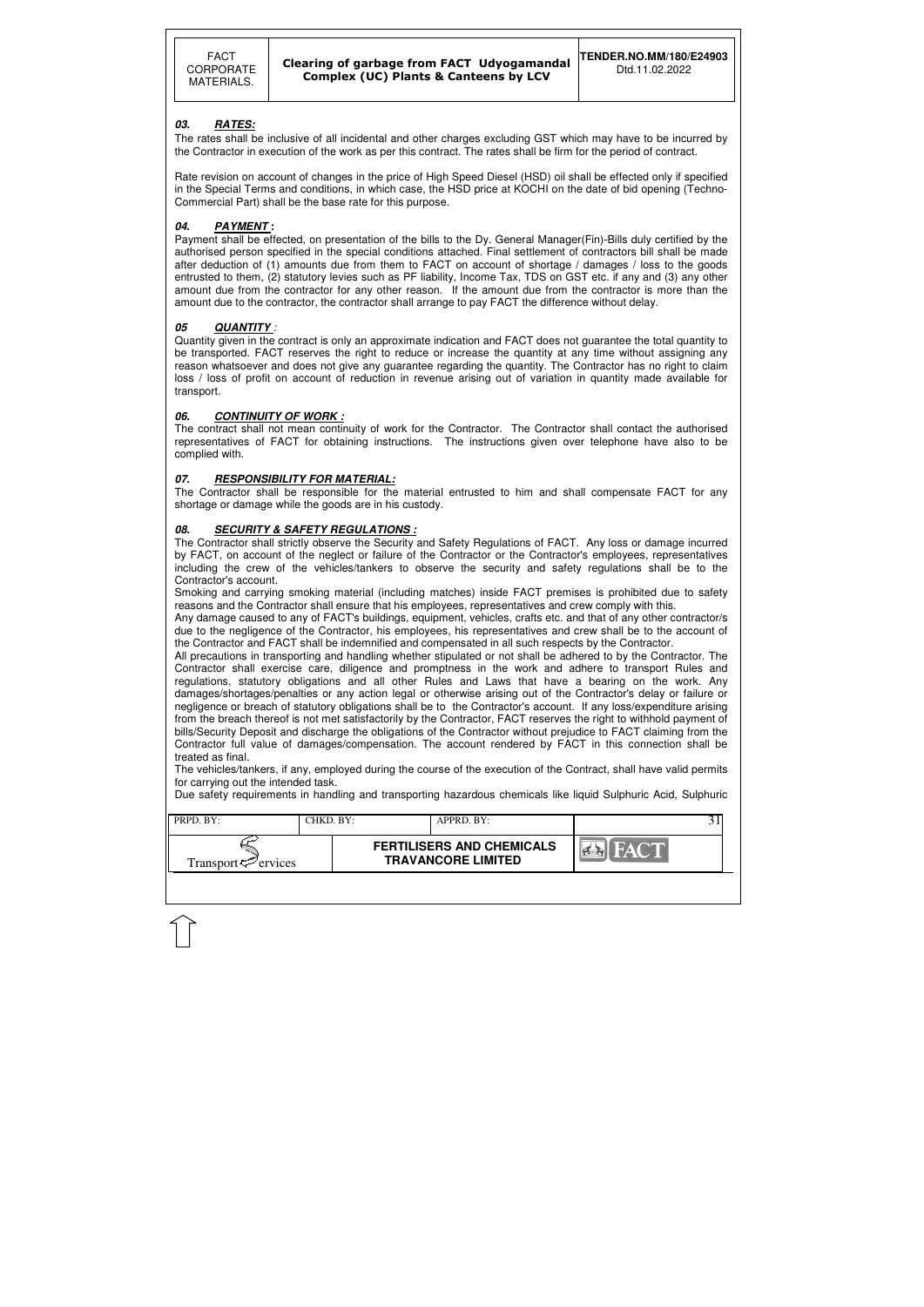### 03. RATES:

The rates shall be inclusive of all incidental and other charges excluding GST which may have to be incurred by the Contractor in execution of the work as per this contract. The rates shall be firm for the period of contract.

Rate revision on account of changes in the price of High Speed Diesel (HSD) oil shall be effected only if specified in the Special Terms and conditions, in which case, the HSD price at KOCHI on the date of bid opening (Techno-Commercial Part) shall be the base rate for this purpose.

### 04. PAYMENT :

Payment shall be effected, on presentation of the bills to the Dy. General Manager(Fin)-Bills duly certified by the authorised person specified in the special conditions attached. Final settlement of contractors bill shall be made after deduction of (1) amounts due from them to FACT on account of shortage / damages / loss to the goods entrusted to them, (2) statutory levies such as PF liability, Income Tax, TDS on GST etc. if any and (3) any other amount due from the contractor for any other reason. If the amount due from the contractor is more than the amount due to the contractor, the contractor shall arrange to pay FACT the difference without delay.

### 05 QUANTITY :

Quantity given in the contract is only an approximate indication and FACT does not guarantee the total quantity to be transported. FACT reserves the right to reduce or increase the quantity at any time without assigning any reason whatsoever and does not give any guarantee regarding the quantity. The Contractor has no right to claim loss / loss of profit on account of reduction in revenue arising out of variation in quantity made available for transport.

### 06. CONTINUITY OF WORK :

The contract shall not mean continuity of work for the Contractor. The Contractor shall contact the authorised representatives of FACT for obtaining instructions. The instructions given over telephone have also to be complied with.

### 07. RESPONSIBILITY FOR MATERIAL:

The Contractor shall be responsible for the material entrusted to him and shall compensate FACT for any shortage or damage while the goods are in his custody.

### 08. SECURITY & SAFETY REGULATIONS :

The Contractor shall strictly observe the Security and Safety Regulations of FACT. Any loss or damage incurred by FACT, on account of the neglect or failure of the Contractor or the Contractor's employees, representatives including the crew of the vehicles/tankers to observe the security and safety regulations shall be to the Contractor's account.

Smoking and carrying smoking material (including matches) inside FACT premises is prohibited due to safety reasons and the Contractor shall ensure that his employees, representatives and crew comply with this.

Any damage caused to any of FACT's buildings, equipment, vehicles, crafts etc. and that of any other contractor/s due to the negligence of the Contractor, his employees, his representatives and crew shall be to the account of the Contractor and FACT shall be indemnified and compensated in all such respects by the Contractor.

All precautions in transporting and handling whether stipulated or not shall be adhered to by the Contractor. The Contractor shall exercise care, diligence and promptness in the work and adhere to transport Rules and regulations, statutory obligations and all other Rules and Laws that have a bearing on the work. Any damages/shortages/penalties or any action legal or otherwise arising out of the Contractor's delay or failure or negligence or breach of statutory obligations shall be to the Contractor's account. If any loss/expenditure arising from the breach thereof is not met satisfactorily by the Contractor, FACT reserves the right to withhold payment of bills/Security Deposit and discharge the obligations of the Contractor without prejudice to FACT claiming from the Contractor full value of damages/compensation. The account rendered by FACT in this connection shall be treated as final.

The vehicles/tankers, if any, employed during the course of the execution of the Contract, shall have valid permits for carrying out the intended task.

Due safety requirements in handling and transporting hazardous chemicals like liquid Sulphuric Acid, Sulphuric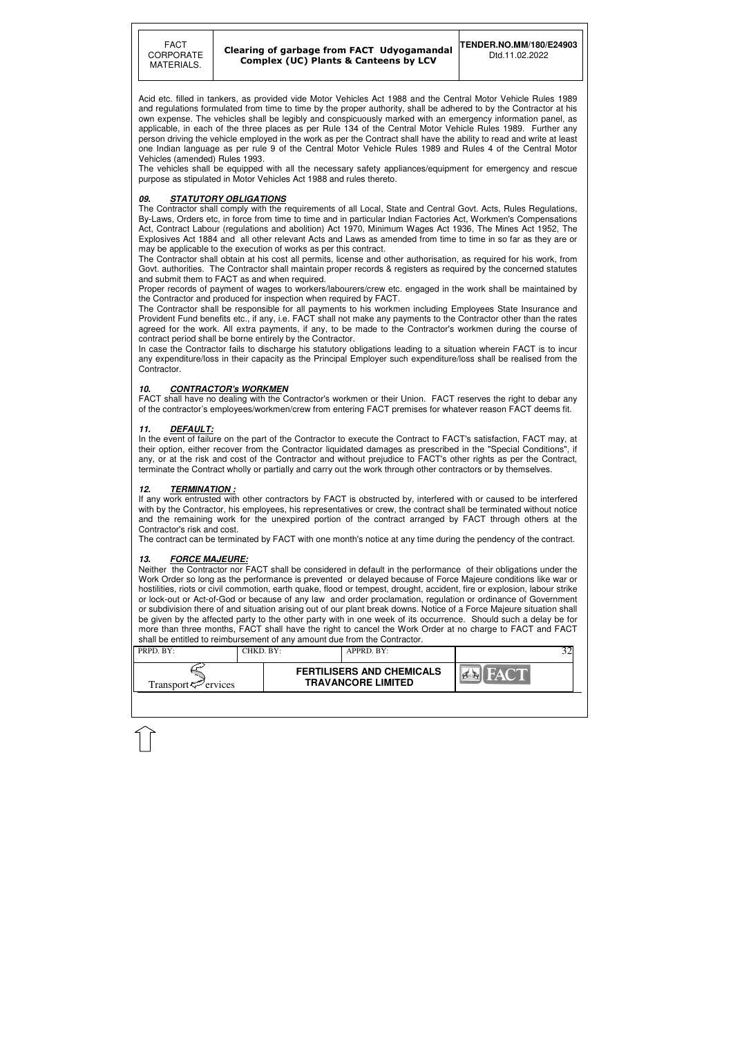Acid etc. filled in tankers, as provided vide Motor Vehicles Act 1988 and the Central Motor Vehicle Rules 1989 and regulations formulated from time to time by the proper authority, shall be adhered to by the Contractor at his own expense. The vehicles shall be legibly and conspicuously marked with an emergency information panel, as applicable, in each of the three places as per Rule 134 of the Central Motor Vehicle Rules 1989. Further any person driving the vehicle employed in the work as per the Contract shall have the ability to read and write at least one Indian language as per rule 9 of the Central Motor Vehicle Rules 1989 and Rules 4 of the Central Motor Vehicles (amended) Rules 1993.

The vehicles shall be equipped with all the necessary safety appliances/equipment for emergency and rescue purpose as stipulated in Motor Vehicles Act 1988 and rules thereto.

### *09. STATUTORY OBLIGATIONS*

The Contractor shall comply with the requirements of all Local, State and Central Govt. Acts, Rules Regulations, By-Laws, Orders etc, in force from time to time and in particular Indian Factories Act, Workmen's Compensations Act, Contract Labour (regulations and abolition) Act 1970, Minimum Wages Act 1936, The Mines Act 1952, The Explosives Act 1884 and all other relevant Acts and Laws as amended from time to time in so far as they are or may be applicable to the execution of works as per this contract.

The Contractor shall obtain at his cost all permits, license and other authorisation, as required for his work, from Govt. authorities. The Contractor shall maintain proper records & registers as required by the concerned statutes and submit them to FACT as and when required.

Proper records of payment of wages to workers/labourers/crew etc. engaged in the work shall be maintained by the Contractor and produced for inspection when required by FACT.

The Contractor shall be responsible for all payments to his workmen including Employees State Insurance and Provident Fund benefits etc., if any, i.e. FACT shall not make any payments to the Contractor other than the rates agreed for the work. All extra payments, if any, to be made to the Contractor's workmen during the course of contract period shall be borne entirely by the Contractor.

In case the Contractor fails to discharge his statutory obligations leading to a situation wherein FACT is to incur any expenditure/loss in their capacity as the Principal Employer such expenditure/loss shall be realised from the Contractor.

### *10. CONTRACTOR's WORKMEN*

FACT shall have no dealing with the Contractor's workmen or their Union. FACT reserves the right to debar any of the contractor's employees/workmen/crew from entering FACT premises for whatever reason FACT deems fit.

### *11. DEFAULT:*

In the event of failure on the part of the Contractor to execute the Contract to FACT's satisfaction, FACT may, at their option, either recover from the Contractor liquidated damages as prescribed in the "Special Conditions", if any, or at the risk and cost of the Contractor and without prejudice to FACT's other rights as per the Contract, terminate the Contract wholly or partially and carry out the work through other contractors or by themselves.

### *12. TERMINATION :*

If any work entrusted with other contractors by FACT is obstructed by, interfered with or caused to be interfered with by the Contractor, his employees, his representatives or crew, the contract shall be terminated without notice and the remaining work for the unexpired portion of the contract arranged by FACT through others at the Contractor's risk and cost.

The contract can be terminated by FACT with one month's notice at any time during the pendency of the contract.

### *13. FORCE MAJEURE:*

Neither the Contractor nor FACT shall be considered in default in the performance of their obligations under the Work Order so long as the performance is prevented or delayed because of Force Majeure conditions like war or hostilities, riots or civil commotion, earth quake, flood or tempest, drought, accident, fire or explosion, labour strike or lock-out or Act-of-God or because of any law and order proclamation, regulation or ordinance of Government or subdivision there of and situation arising out of our plant break downs. Notice of a Force Majeure situation shall be given by the affected party to the other party with in one week of its occurrence. Should such a delay be for more than three months, FACT shall have the right to cancel the Work Order at no charge to FACT and FACT shall be entitled to reimbursement of any amount due from the Contractor.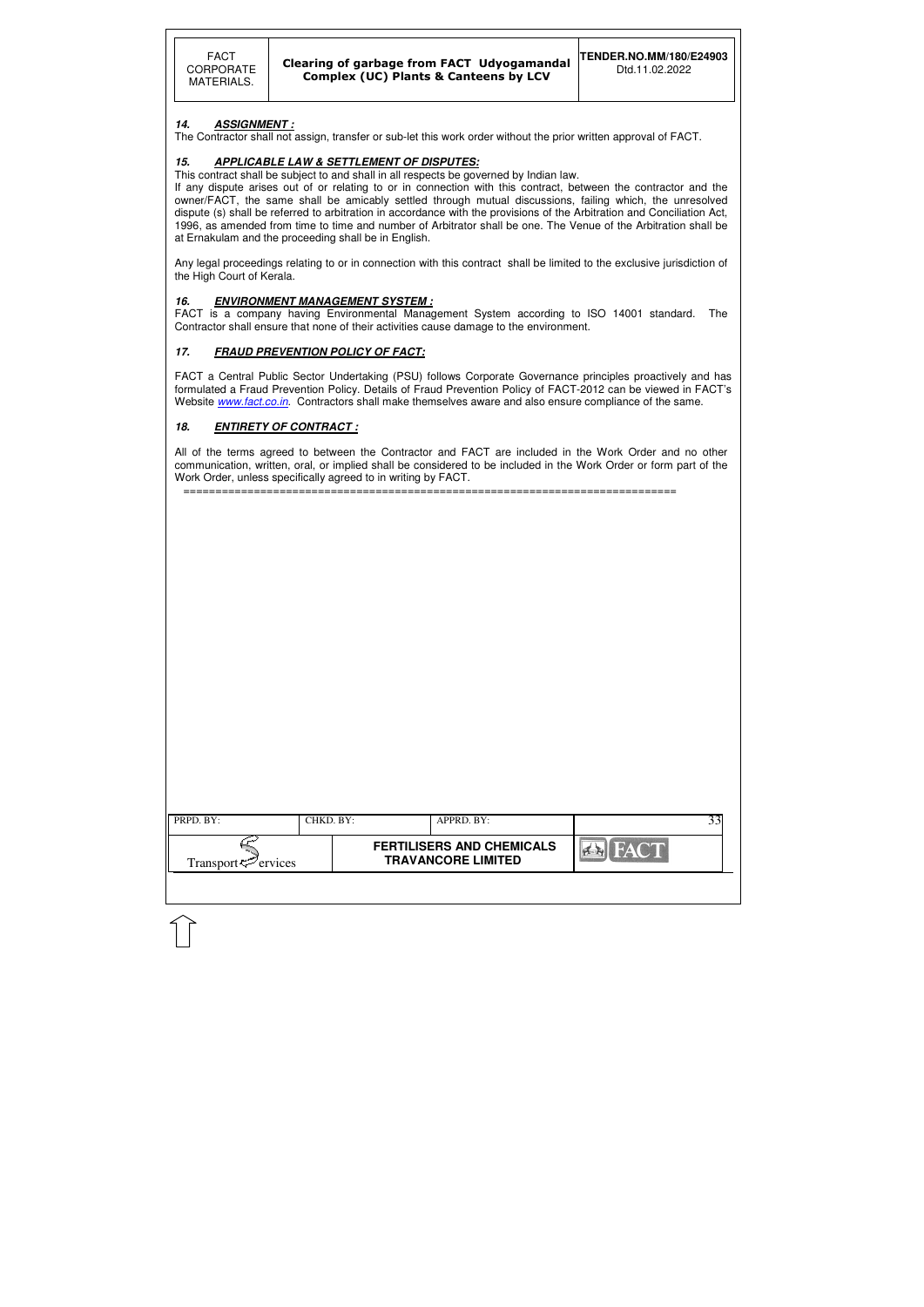### 14. ASSIGNMENT :

The Contractor shall not assign, transfer or sub-let this work order without the prior written approval of FACT.

### 15. APPLICABLE LAW & SETTLEMENT OF DISPUTES:

This contract shall be subject to and shall in all respects be governed by Indian law.

If any dispute arises out of or relating to or in connection with this contract, between the contractor and the owner/FACT, the same shall be amicably settled through mutual discussions, failing which, the unresolved dispute (s) shall be referred to arbitration in accordance with the provisions of the Arbitration and Conciliation Act, 1996, as amended from time to time and number of Arbitrator shall be one. The Venue of the Arbitration shall be at Ernakulam and the proceeding shall be in English.

Any legal proceedings relating to or in connection with this contract shall be limited to the exclusive jurisdiction of the High Court of Kerala.

### 16. ENVIRONMENT MANAGEMENT SYSTEM :

FACT is a company having Environmental Management System according to ISO 14001 standard. The Contractor shall ensure that none of their activities cause damage to the environment.

### 17. FRAUD PREVENTION POLICY OF FACT:

FACT a Central Public Sector Undertaking (PSU) follows Corporate Governance principles proactively and has formulated a Fraud Prevention Policy. Details of Fraud Prevention Policy of FACT-2012 can be viewed in FACT's Website www.fact.co.in. Contractors shall make themselves aware and also ensure compliance of the same.

### 18. ENTIRETY OF CONTRACT :

All of the terms agreed to between the Contractor and FACT are included in the Work Order and no other communication, written, oral, or implied shall be considered to be included in the Work Order or form part of the Work Order, unless specifically agreed to in writing by FACT.

==============================================================================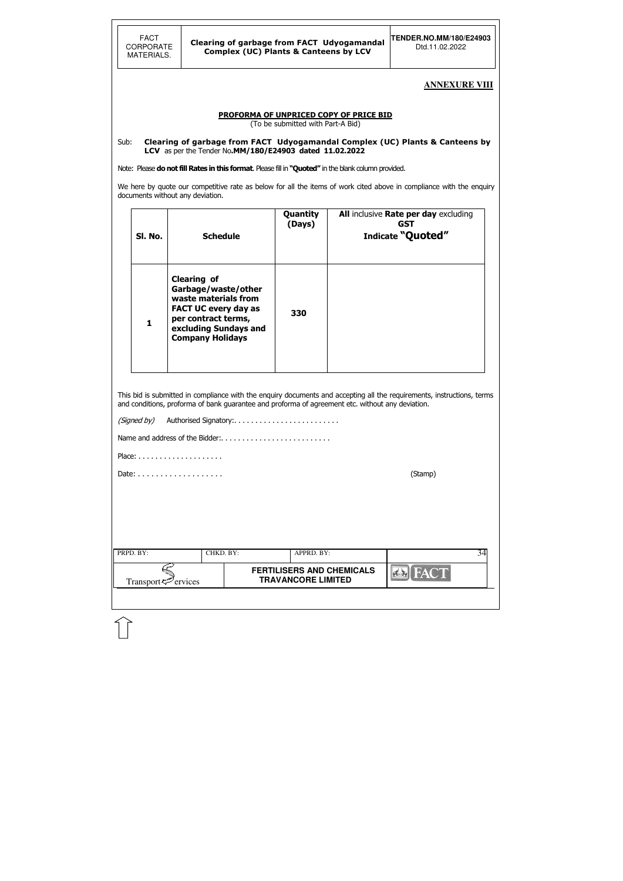## ANNEXURE VIII

### PROFORMA OF UNPRICED COPY OF PRICE BID

(To be submitted with Part-A Bid)

Sub: **Clearing of garbage from FACT Udyogamandal Complex (UC) Plants & Canteens by LCV** as per the Tender No**.MM/180/E24903 dated 11.02.2022**

Note: Please **do not fill Rates in this format**. Please fill in **"Quoted"** in the blank column provided.

We here by quote our competitive rate as below for all the items of work cited above in compliance with the enquiry documents without any deviation.

| Sl. No. | Schedule | Quantity (Days) | **All** inclusive **Rate per day** excluding **GST** Indicate **"Quoted"** |
|---|---|---|---|
| **1** | **Clearing of Garbage/waste/other waste materials from FACT UC every day as per contract terms, excluding Sundays and Company Holidays** | **330** | |

This bid is submitted in compliance with the enquiry documents and accepting all the requirements, instructions, terms and conditions, proforma of bank guarantee and proforma of agreement etc. without any deviation.

*(Signed by)* Authorised Signatory:. . . . . . . . . . . . . . . . . . . . . . . . .

Name and address of the Bidder:. . . . . . . . . . . . . . . . . . . . . . . . . .

Place: . . . . . . . . . . . . . . . . . . . .

Date: . . . . . . . . . . . . . . . . . . . (Stamp)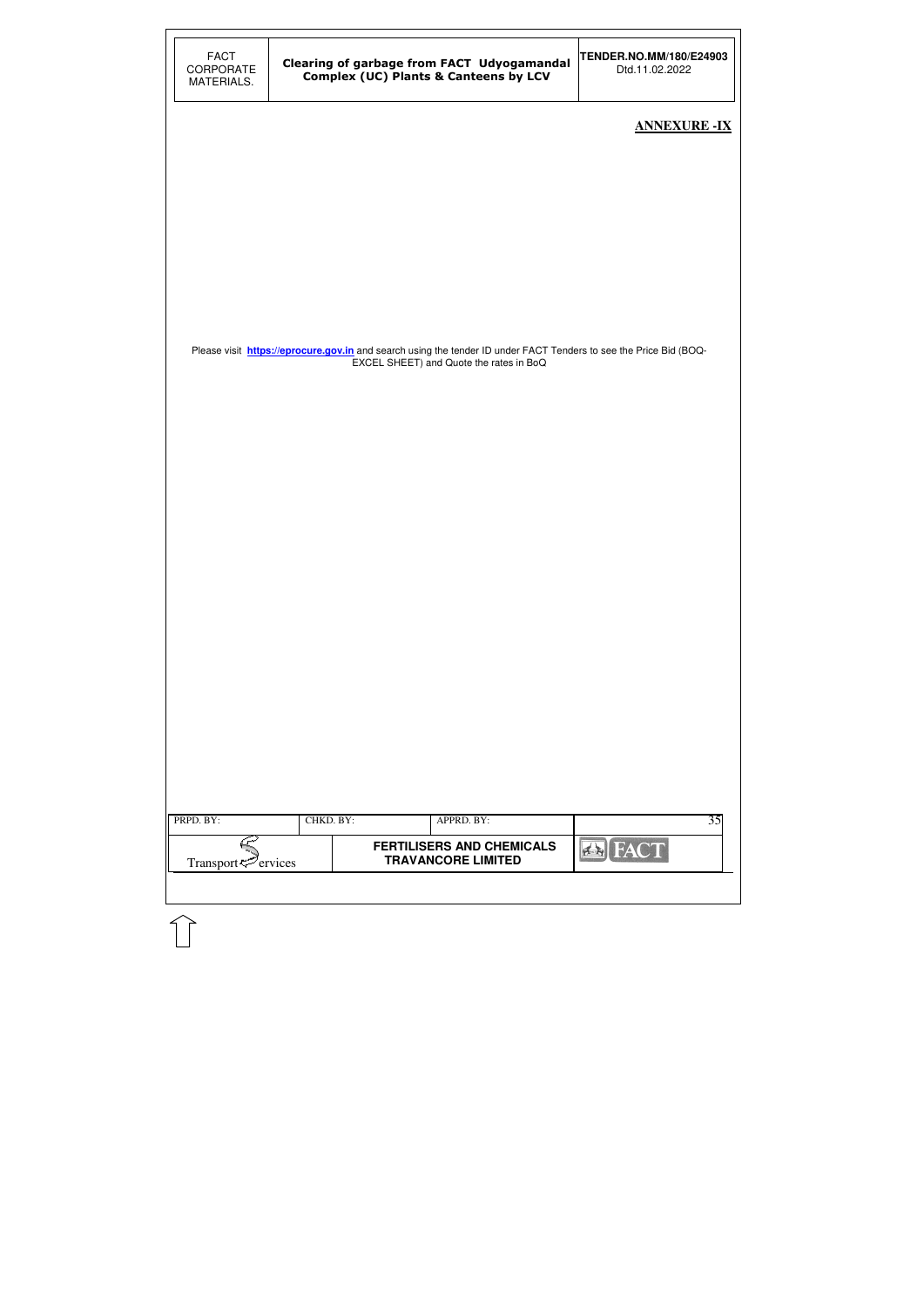## ANNEXURE -IX

Please visit **https://eprocure.gov.in** and search using the tender ID under FACT Tenders to see the Price Bid (BOQ-EXCEL SHEET) and Quote the rates in BoQ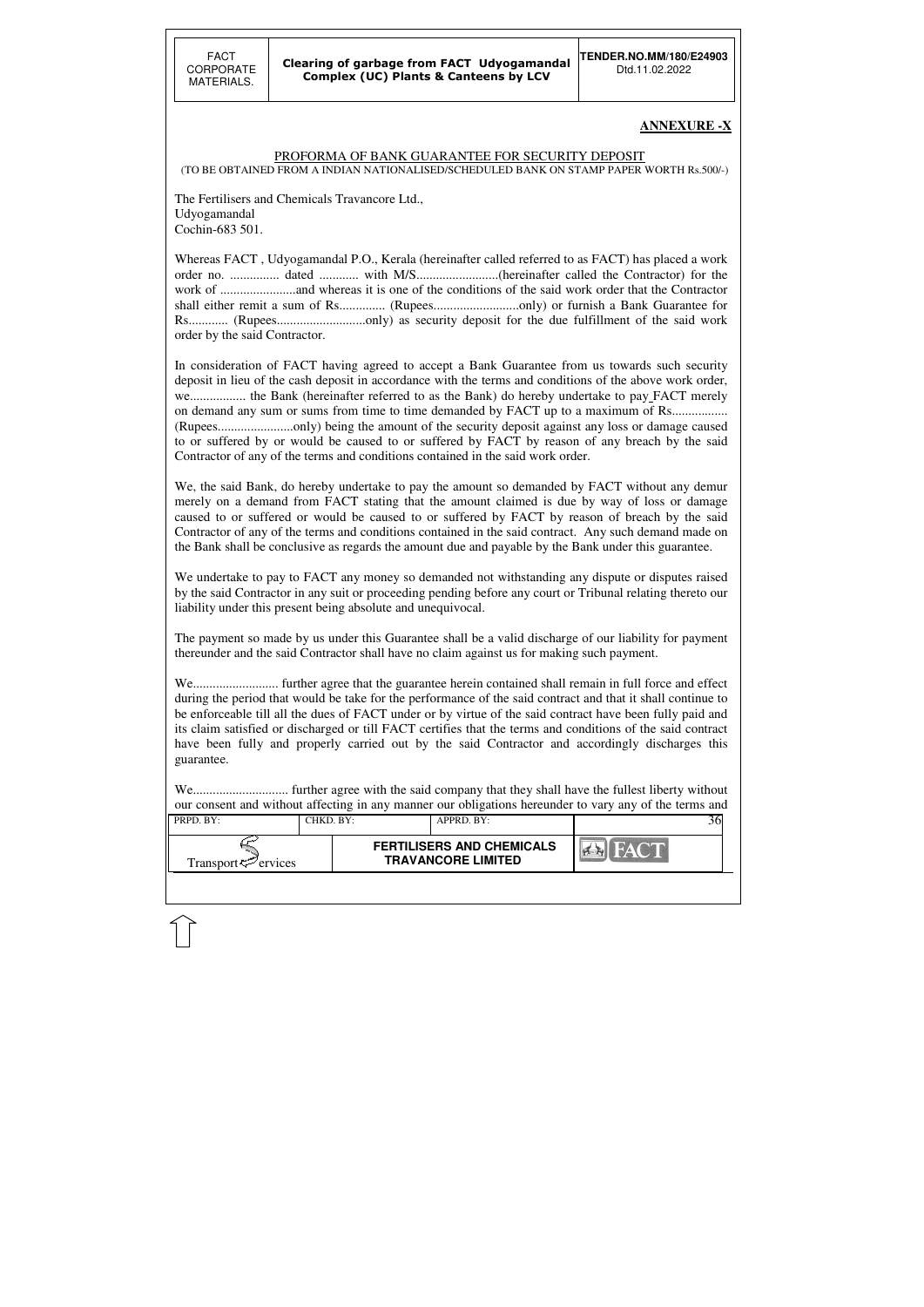**ANNEXURE -X**

PROFORMA OF BANK GUARANTEE FOR SECURITY DEPOSIT

(TO BE OBTAINED FROM A INDIAN NATIONALISED/SCHEDULED BANK ON STAMP PAPER WORTH Rs.500/-)

The Fertilisers and Chemicals Travancore Ltd.,
Udyogamandal
Cochin-683 501.

Whereas FACT , Udyogamandal P.O., Kerala (hereinafter called referred to as FACT) has placed a work order no. ............... dated ............ with M/S.........................(hereinafter called the Contractor) for the work of .......................and whereas it is one of the conditions of the said work order that the Contractor shall either remit a sum of Rs............. (Rupees..........................only) or furnish a Bank Guarantee for Rs............ (Rupees...........................only) as security deposit for the due fulfillment of the said work order by the said Contractor.

In consideration of FACT having agreed to accept a Bank Guarantee from us towards such security deposit in lieu of the cash deposit in accordance with the terms and conditions of the above work order, we................. the Bank (hereinafter referred to as the Bank) do hereby undertake to pay FACT merely on demand any sum or sums from time to time demanded by FACT up to a maximum of Rs................. (Rupees.......................only) being the amount of the security deposit against any loss or damage caused to or suffered by or would be caused to or suffered by FACT by reason of any breach by the said Contractor of any of the terms and conditions contained in the said work order.

We, the said Bank, do hereby undertake to pay the amount so demanded by FACT without any demur merely on a demand from FACT stating that the amount claimed is due by way of loss or damage caused to or suffered or would be caused to or suffered by FACT by reason of breach by the said Contractor of any of the terms and conditions contained in the said contract. Any such demand made on the Bank shall be conclusive as regards the amount due and payable by the Bank under this guarantee.

We undertake to pay to FACT any money so demanded not withstanding any dispute or disputes raised by the said Contractor in any suit or proceeding pending before any court or Tribunal relating thereto our liability under this present being absolute and unequivocal.

The payment so made by us under this Guarantee shall be a valid discharge of our liability for payment thereunder and the said Contractor shall have no claim against us for making such payment.

We.......................... further agree that the guarantee herein contained shall remain in full force and effect during the period that would be take for the performance of the said contract and that it shall continue to be enforceable till all the dues of FACT under or by virtue of the said contract have been fully paid and its claim satisfied or discharged or till FACT certifies that the terms and conditions of the said contract have been fully and properly carried out by the said Contractor and accordingly discharges this guarantee.

We............................. further agree with the said company that they shall have the fullest liberty without our consent and without affecting in any manner our obligations hereunder to vary any of the terms and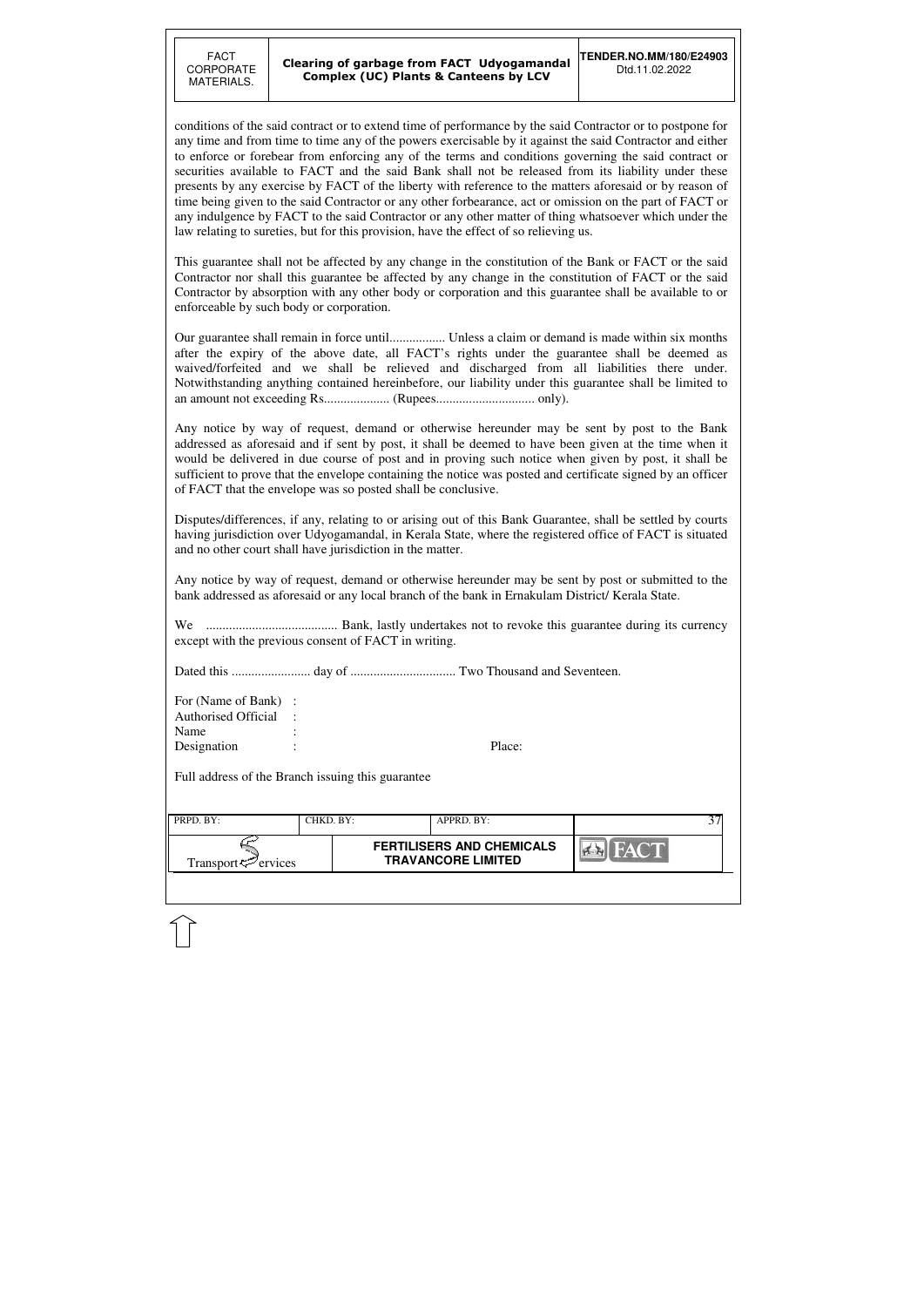conditions of the said contract or to extend time of performance by the said Contractor or to postpone for any time and from time to time any of the powers exercisable by it against the said Contractor and either to enforce or forebear from enforcing any of the terms and conditions governing the said contract or securities available to FACT and the said Bank shall not be released from its liability under these presents by any exercise by FACT of the liberty with reference to the matters aforesaid or by reason of time being given to the said Contractor or any other forbearance, act or omission on the part of FACT or any indulgence by FACT to the said Contractor or any other matter of thing whatsoever which under the law relating to sureties, but for this provision, have the effect of so relieving us.

This guarantee shall not be affected by any change in the constitution of the Bank or FACT or the said Contractor nor shall this guarantee be affected by any change in the constitution of FACT or the said Contractor by absorption with any other body or corporation and this guarantee shall be available to or enforceable by such body or corporation.

Our guarantee shall remain in force until................. Unless a claim or demand is made within six months after the expiry of the above date, all FACT's rights under the guarantee shall be deemed as waived/forfeited and we shall be relieved and discharged from all liabilities there under. Notwithstanding anything contained hereinbefore, our liability under this guarantee shall be limited to an amount not exceeding Rs.................... (Rupees.............................. only).

Any notice by way of request, demand or otherwise hereunder may be sent by post to the Bank addressed as aforesaid and if sent by post, it shall be deemed to have been given at the time when it would be delivered in due course of post and in proving such notice when given by post, it shall be sufficient to prove that the envelope containing the notice was posted and certificate signed by an officer of FACT that the envelope was so posted shall be conclusive.

Disputes/differences, if any, relating to or arising out of this Bank Guarantee, shall be settled by courts having jurisdiction over Udyogamandal, in Kerala State, where the registered office of FACT is situated and no other court shall have jurisdiction in the matter.

Any notice by way of request, demand or otherwise hereunder may be sent by post or submitted to the bank addressed as aforesaid or any local branch of the bank in Ernakulam District/ Kerala State.

We ........................................ Bank, lastly undertakes not to revoke this guarantee during its currency except with the previous consent of FACT in writing.

Dated this ........................ day of ................................ Two Thousand and Seventeen.

For (Name of Bank) :
Authorised Official :
Name :
Designation : Place:

Full address of the Branch issuing this guarantee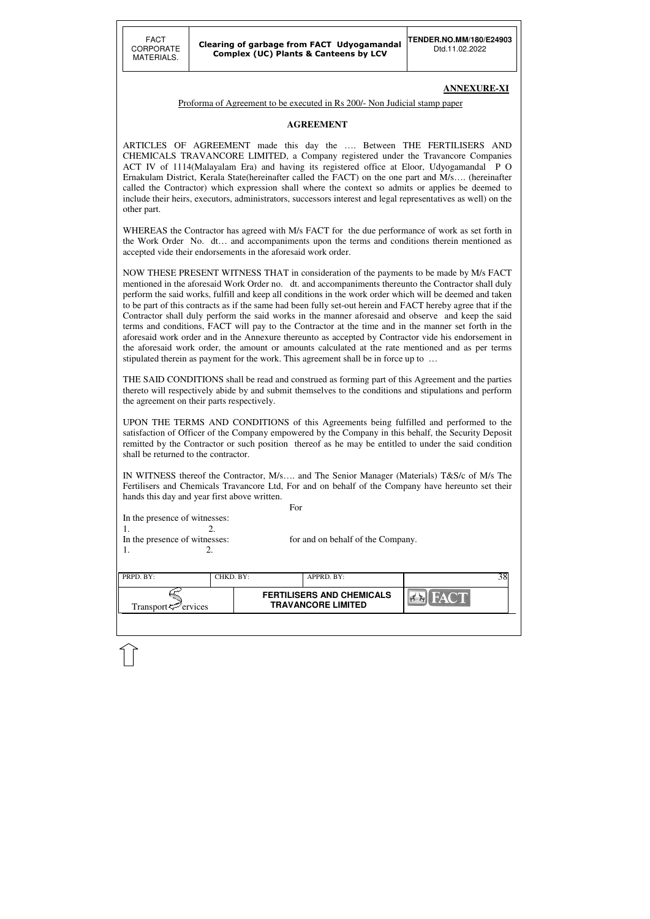**ANNEXURE-XI**

Proforma of Agreement to be executed in Rs 200/- Non Judicial stamp paper

**AGREEMENT**

ARTICLES OF AGREEMENT made this day the …. Between THE FERTILISERS AND CHEMICALS TRAVANCORE LIMITED, a Company registered under the Travancore Companies ACT IV of 1114(Malayalam Era) and having its registered office at Eloor, Udyogamandal P O Ernakulam District, Kerala State(hereinafter called the FACT) on the one part and M/s…. (hereinafter called the Contractor) which expression shall where the context so admits or applies be deemed to include their heirs, executors, administrators, successors interest and legal representatives as well) on the other part.

WHEREAS the Contractor has agreed with M/s FACT for the due performance of work as set forth in the Work Order No. dt… and accompaniments upon the terms and conditions therein mentioned as accepted vide their endorsements in the aforesaid work order.

NOW THESE PRESENT WITNESS THAT in consideration of the payments to be made by M/s FACT mentioned in the aforesaid Work Order no. dt. and accompaniments thereunto the Contractor shall duly perform the said works, fulfill and keep all conditions in the work order which will be deemed and taken to be part of this contracts as if the same had been fully set-out herein and FACT hereby agree that if the Contractor shall duly perform the said works in the manner aforesaid and observe and keep the said terms and conditions, FACT will pay to the Contractor at the time and in the manner set forth in the aforesaid work order and in the Annexure thereunto as accepted by Contractor vide his endorsement in the aforesaid work order, the amount or amounts calculated at the rate mentioned and as per terms stipulated therein as payment for the work. This agreement shall be in force up to …

THE SAID CONDITIONS shall be read and construed as forming part of this Agreement and the parties thereto will respectively abide by and submit themselves to the conditions and stipulations and perform the agreement on their parts respectively.

UPON THE TERMS AND CONDITIONS of this Agreements being fulfilled and performed to the satisfaction of Officer of the Company empowered by the Company in this behalf, the Security Deposit remitted by the Contractor or such position thereof as he may be entitled to under the said condition shall be returned to the contractor.

IN WITNESS thereof the Contractor, M/s…. and The Senior Manager (Materials) T&S/c of M/s The Fertilisers and Chemicals Travancore Ltd, For and on behalf of the Company have hereunto set their hands this day and year first above written.

For

In the presence of witnesses:

1. 2.

In the presence of witnesses: for and on behalf of the Company.

1. 2.